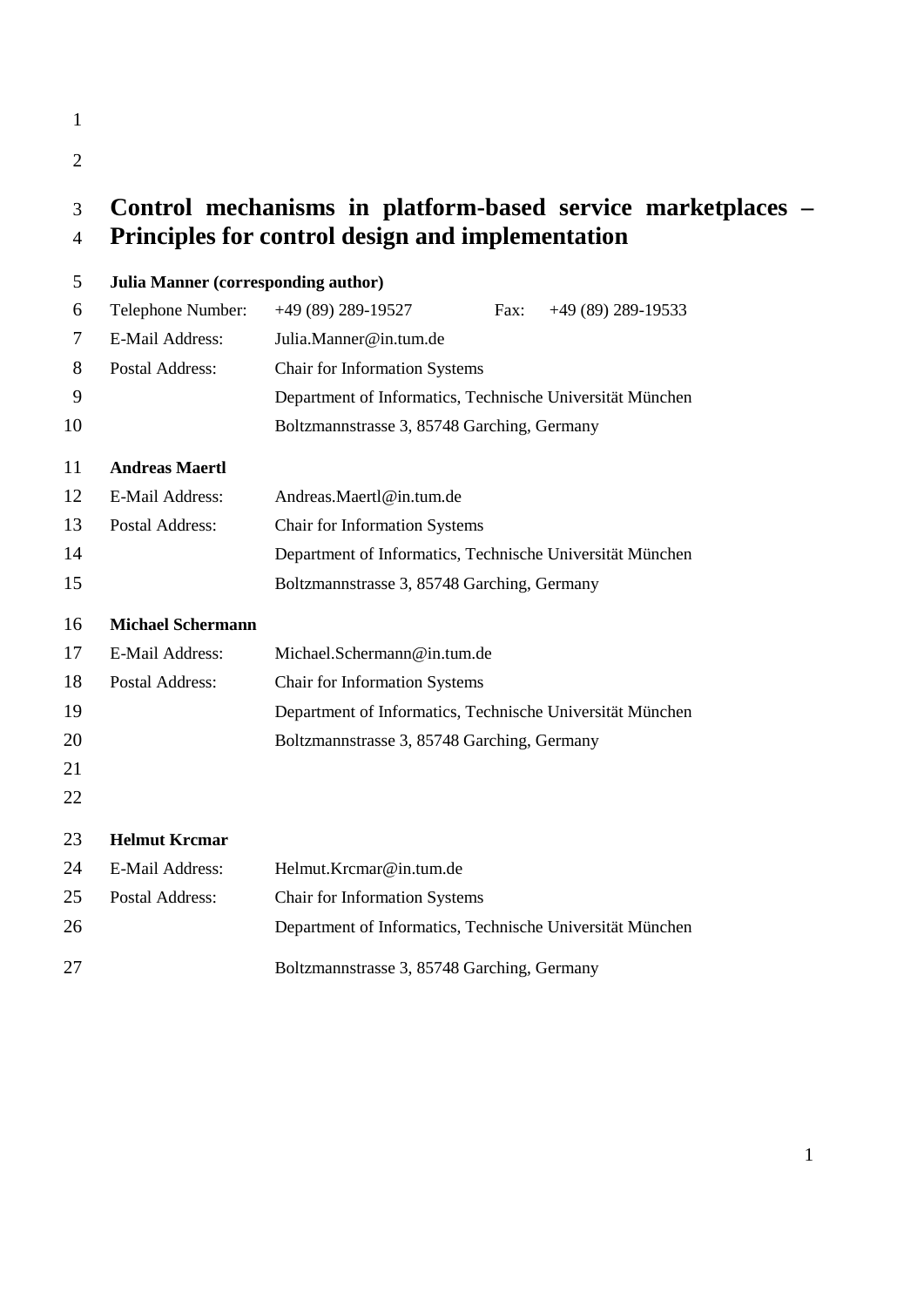# Control mechanisms in platform-based service marketplaces – Principles for control design and implementation

**Julia Manner (corresponding author)**

Telephone Number: +49 (89) 289-19527 Fax: +49 (89) 289-19533
E-Mail Address: Julia.Manner@in.tum.de
Postal Address: Chair for Information Systems
Department of Informatics, Technische Universität München
Boltzmannstrasse 3, 85748 Garching, Germany

**Andreas Maertl**

E-Mail Address: Andreas.Maertl@in.tum.de
Postal Address: Chair for Information Systems
Department of Informatics, Technische Universität München
Boltzmannstrasse 3, 85748 Garching, Germany

**Michael Schermann**

E-Mail Address: Michael.Schermann@in.tum.de
Postal Address: Chair for Information Systems
Department of Informatics, Technische Universität München
Boltzmannstrasse 3, 85748 Garching, Germany

**Helmut Krcmar**

E-Mail Address: Helmut.Krcmar@in.tum.de
Postal Address: Chair for Information Systems
Department of Informatics, Technische Universität München
Boltzmannstrasse 3, 85748 Garching, Germany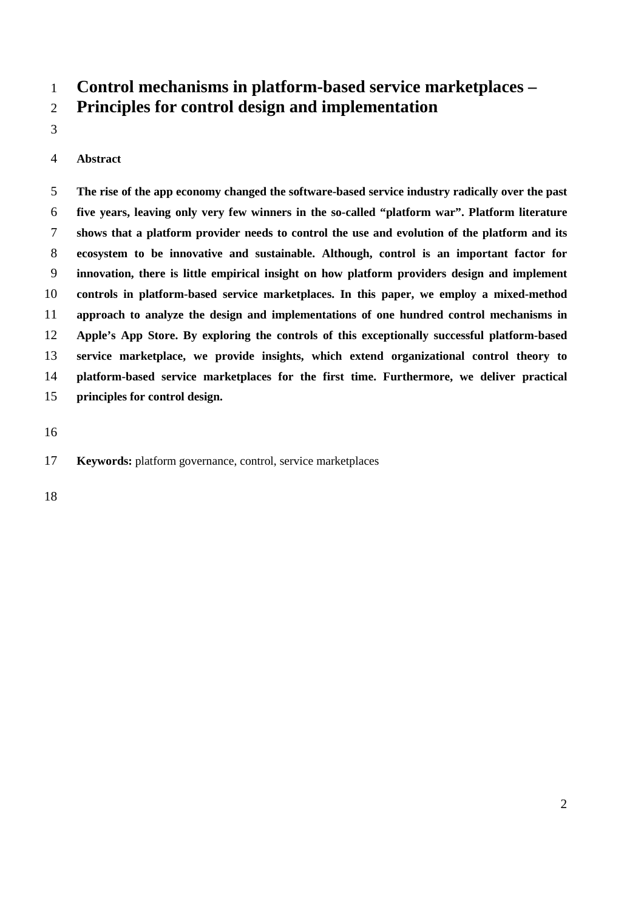# Control mechanisms in platform-based service marketplaces – Principles for control design and implementation

**Abstract**

**The rise of the app economy changed the software-based service industry radically over the past five years, leaving only very few winners in the so-called "platform war". Platform literature shows that a platform provider needs to control the use and evolution of the platform and its ecosystem to be innovative and sustainable. Although, control is an important factor for innovation, there is little empirical insight on how platform providers design and implement controls in platform-based service marketplaces. In this paper, we employ a mixed-method approach to analyze the design and implementations of one hundred control mechanisms in Apple's App Store. By exploring the controls of this exceptionally successful platform-based service marketplace, we provide insights, which extend organizational control theory to platform-based service marketplaces for the first time. Furthermore, we deliver practical principles for control design.**

**Keywords:** platform governance, control, service marketplaces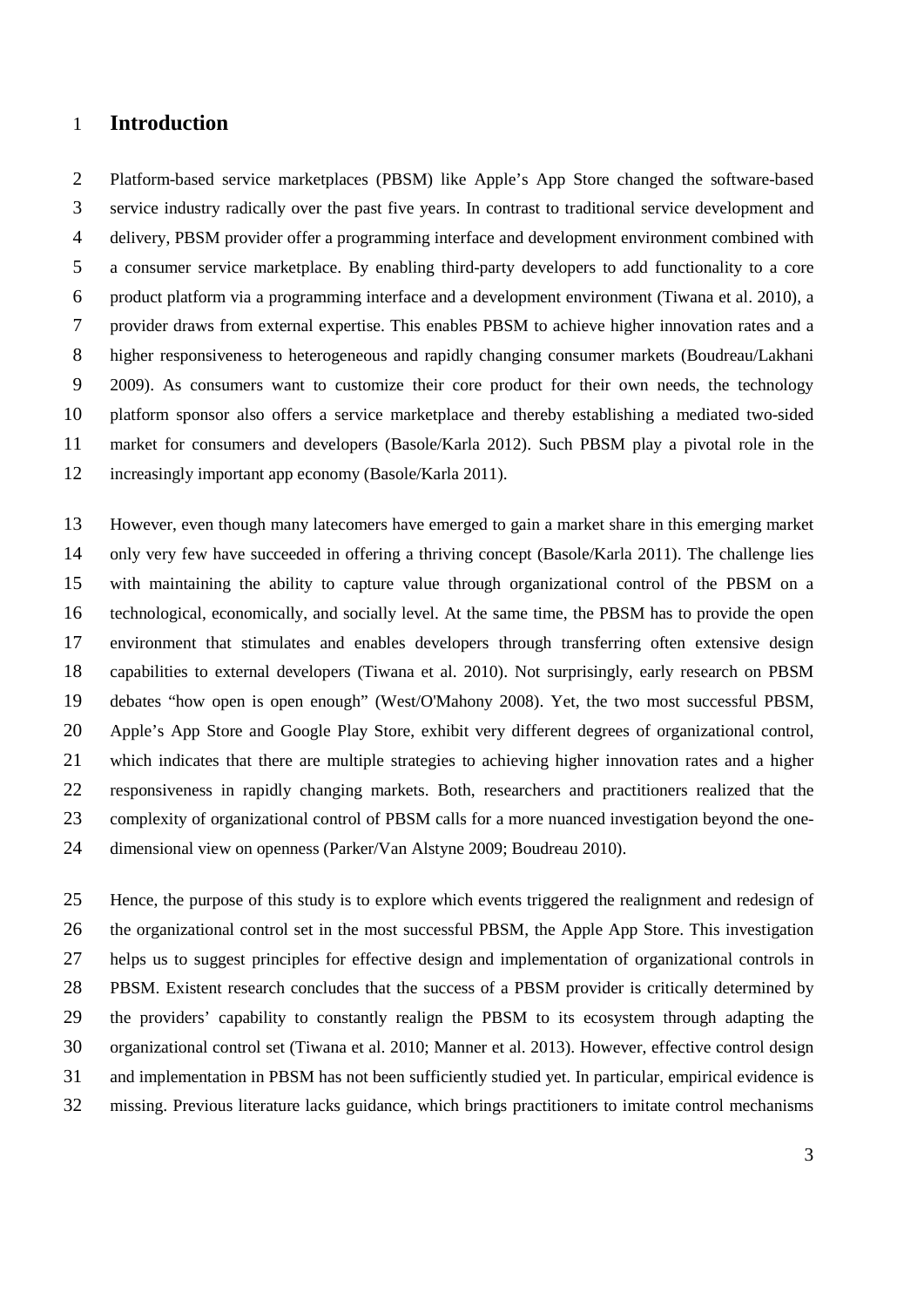# Introduction

Platform-based service marketplaces (PBSM) like Apple's App Store changed the software-based service industry radically over the past five years. In contrast to traditional service development and delivery, PBSM provider offer a programming interface and development environment combined with a consumer service marketplace. By enabling third-party developers to add functionality to a core product platform via a programming interface and a development environment (Tiwana et al. 2010), a provider draws from external expertise. This enables PBSM to achieve higher innovation rates and a higher responsiveness to heterogeneous and rapidly changing consumer markets (Boudreau/Lakhani 2009). As consumers want to customize their core product for their own needs, the technology platform sponsor also offers a service marketplace and thereby establishing a mediated two-sided market for consumers and developers (Basole/Karla 2012). Such PBSM play a pivotal role in the increasingly important app economy (Basole/Karla 2011).

However, even though many latecomers have emerged to gain a market share in this emerging market only very few have succeeded in offering a thriving concept (Basole/Karla 2011). The challenge lies with maintaining the ability to capture value through organizational control of the PBSM on a technological, economically, and socially level. At the same time, the PBSM has to provide the open environment that stimulates and enables developers through transferring often extensive design capabilities to external developers (Tiwana et al. 2010). Not surprisingly, early research on PBSM debates "how open is open enough" (West/O'Mahony 2008). Yet, the two most successful PBSM, Apple's App Store and Google Play Store, exhibit very different degrees of organizational control, which indicates that there are multiple strategies to achieving higher innovation rates and a higher responsiveness in rapidly changing markets. Both, researchers and practitioners realized that the complexity of organizational control of PBSM calls for a more nuanced investigation beyond the one-dimensional view on openness (Parker/Van Alstyne 2009; Boudreau 2010).

Hence, the purpose of this study is to explore which events triggered the realignment and redesign of the organizational control set in the most successful PBSM, the Apple App Store. This investigation helps us to suggest principles for effective design and implementation of organizational controls in PBSM. Existent research concludes that the success of a PBSM provider is critically determined by the providers' capability to constantly realign the PBSM to its ecosystem through adapting the organizational control set (Tiwana et al. 2010; Manner et al. 2013). However, effective control design and implementation in PBSM has not been sufficiently studied yet. In particular, empirical evidence is missing. Previous literature lacks guidance, which brings practitioners to imitate control mechanisms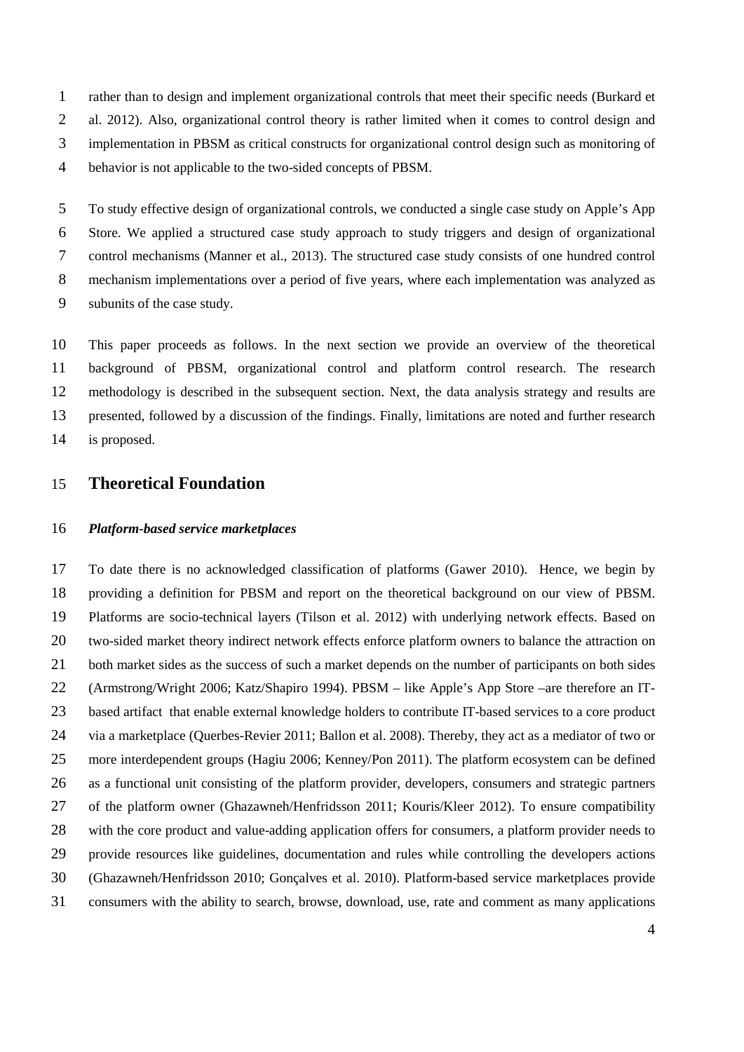rather than to design and implement organizational controls that meet their specific needs (Burkard et al. 2012). Also, organizational control theory is rather limited when it comes to control design and implementation in PBSM as critical constructs for organizational control design such as monitoring of behavior is not applicable to the two-sided concepts of PBSM.

To study effective design of organizational controls, we conducted a single case study on Apple's App Store. We applied a structured case study approach to study triggers and design of organizational control mechanisms (Manner et al., 2013). The structured case study consists of one hundred control mechanism implementations over a period of five years, where each implementation was analyzed as subunits of the case study.

This paper proceeds as follows. In the next section we provide an overview of the theoretical background of PBSM, organizational control and platform control research. The research methodology is described in the subsequent section. Next, the data analysis strategy and results are presented, followed by a discussion of the findings. Finally, limitations are noted and further research is proposed.

# Theoretical Foundation

### *Platform-based service marketplaces*

To date there is no acknowledged classification of platforms (Gawer 2010). Hence, we begin by providing a definition for PBSM and report on the theoretical background on our view of PBSM. Platforms are socio-technical layers (Tilson et al. 2012) with underlying network effects. Based on two-sided market theory indirect network effects enforce platform owners to balance the attraction on both market sides as the success of such a market depends on the number of participants on both sides (Armstrong/Wright 2006; Katz/Shapiro 1994). PBSM – like Apple's App Store –are therefore an IT-based artifact that enable external knowledge holders to contribute IT-based services to a core product via a marketplace (Querbes-Revier 2011; Ballon et al. 2008). Thereby, they act as a mediator of two or more interdependent groups (Hagiu 2006; Kenney/Pon 2011). The platform ecosystem can be defined as a functional unit consisting of the platform provider, developers, consumers and strategic partners of the platform owner (Ghazawneh/Henfridsson 2011; Kouris/Kleer 2012). To ensure compatibility with the core product and value-adding application offers for consumers, a platform provider needs to provide resources like guidelines, documentation and rules while controlling the developers actions (Ghazawneh/Henfridsson 2010; Gonçalves et al. 2010). Platform-based service marketplaces provide consumers with the ability to search, browse, download, use, rate and comment as many applications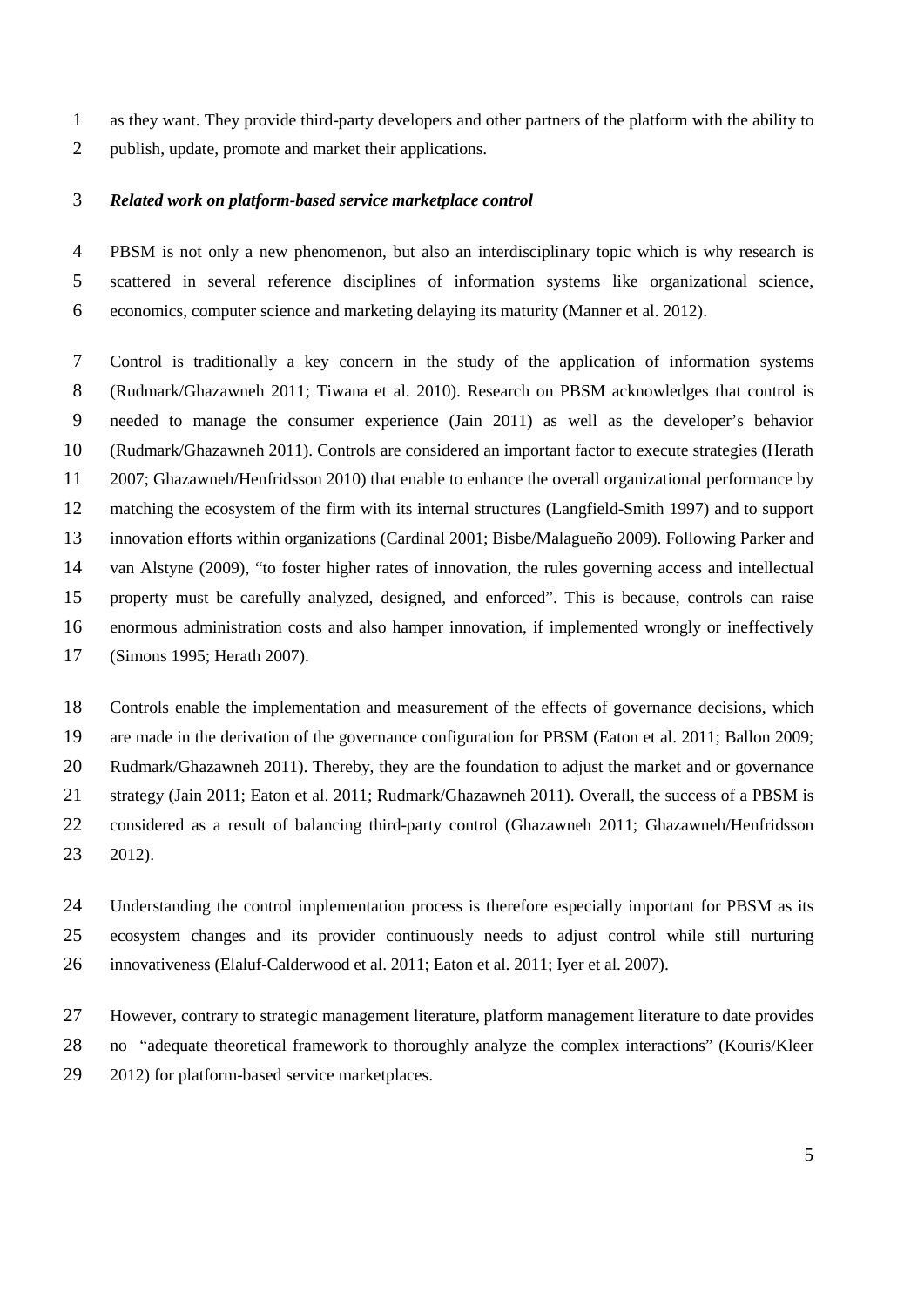as they want. They provide third-party developers and other partners of the platform with the ability to publish, update, promote and market their applications.

### *Related work on platform-based service marketplace control*

PBSM is not only a new phenomenon, but also an interdisciplinary topic which is why research is scattered in several reference disciplines of information systems like organizational science, economics, computer science and marketing delaying its maturity (Manner et al. 2012).

Control is traditionally a key concern in the study of the application of information systems (Rudmark/Ghazawneh 2011; Tiwana et al. 2010). Research on PBSM acknowledges that control is needed to manage the consumer experience (Jain 2011) as well as the developer's behavior (Rudmark/Ghazawneh 2011). Controls are considered an important factor to execute strategies (Herath 2007; Ghazawneh/Henfridsson 2010) that enable to enhance the overall organizational performance by matching the ecosystem of the firm with its internal structures (Langfield-Smith 1997) and to support innovation efforts within organizations (Cardinal 2001; Bisbe/Malagueño 2009). Following Parker and van Alstyne (2009), "to foster higher rates of innovation, the rules governing access and intellectual property must be carefully analyzed, designed, and enforced". This is because, controls can raise enormous administration costs and also hamper innovation, if implemented wrongly or ineffectively (Simons 1995; Herath 2007).

Controls enable the implementation and measurement of the effects of governance decisions, which are made in the derivation of the governance configuration for PBSM (Eaton et al. 2011; Ballon 2009; Rudmark/Ghazawneh 2011). Thereby, they are the foundation to adjust the market and or governance strategy (Jain 2011; Eaton et al. 2011; Rudmark/Ghazawneh 2011). Overall, the success of a PBSM is considered as a result of balancing third-party control (Ghazawneh 2011; Ghazawneh/Henfridsson 2012).

Understanding the control implementation process is therefore especially important for PBSM as its ecosystem changes and its provider continuously needs to adjust control while still nurturing innovativeness (Elaluf-Calderwood et al. 2011; Eaton et al. 2011; Iyer et al. 2007).

However, contrary to strategic management literature, platform management literature to date provides no "adequate theoretical framework to thoroughly analyze the complex interactions" (Kouris/Kleer 2012) for platform-based service marketplaces.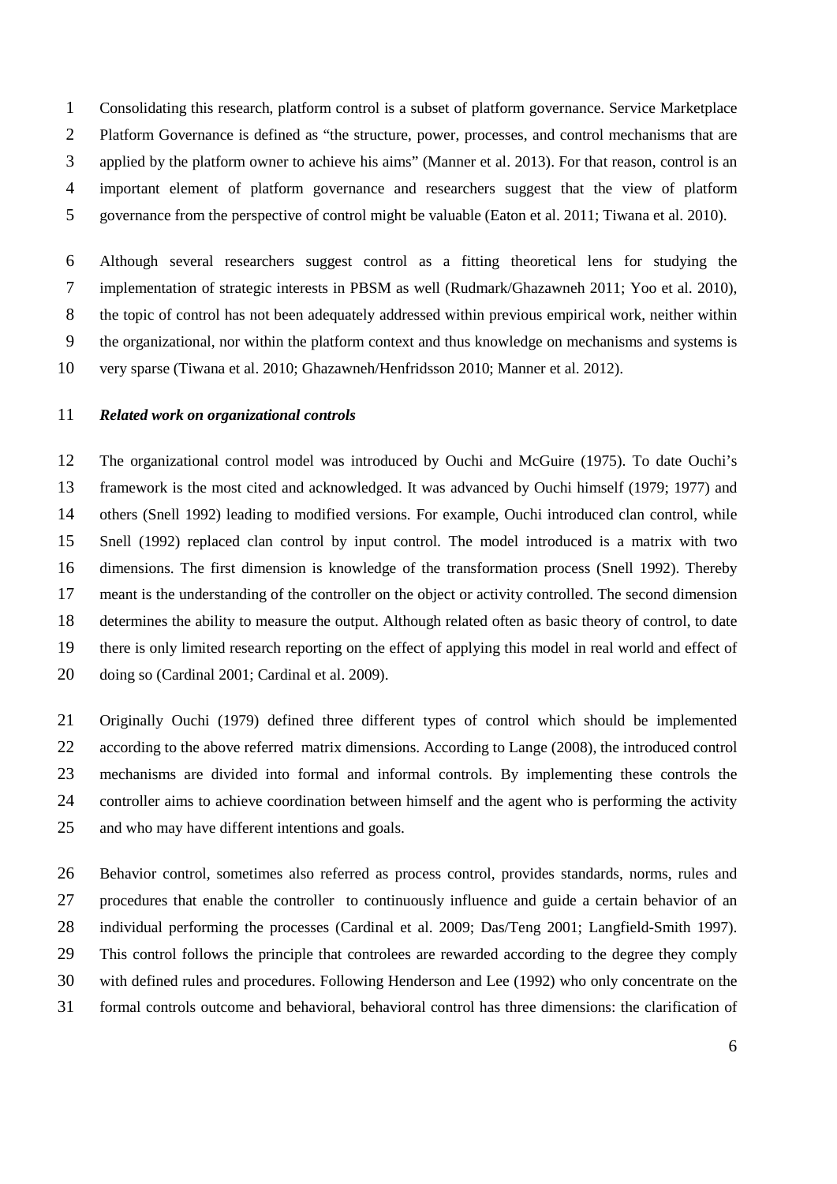Consolidating this research, platform control is a subset of platform governance. Service Marketplace Platform Governance is defined as "the structure, power, processes, and control mechanisms that are applied by the platform owner to achieve his aims" (Manner et al. 2013). For that reason, control is an important element of platform governance and researchers suggest that the view of platform governance from the perspective of control might be valuable (Eaton et al. 2011; Tiwana et al. 2010).

Although several researchers suggest control as a fitting theoretical lens for studying the implementation of strategic interests in PBSM as well (Rudmark/Ghazawneh 2011; Yoo et al. 2010), the topic of control has not been adequately addressed within previous empirical work, neither within the organizational, nor within the platform context and thus knowledge on mechanisms and systems is very sparse (Tiwana et al. 2010; Ghazawneh/Henfridsson 2010; Manner et al. 2012).

***Related work on organizational controls***

The organizational control model was introduced by Ouchi and McGuire (1975). To date Ouchi's framework is the most cited and acknowledged. It was advanced by Ouchi himself (1979; 1977) and others (Snell 1992) leading to modified versions. For example, Ouchi introduced clan control, while Snell (1992) replaced clan control by input control. The model introduced is a matrix with two dimensions. The first dimension is knowledge of the transformation process (Snell 1992). Thereby meant is the understanding of the controller on the object or activity controlled. The second dimension determines the ability to measure the output. Although related often as basic theory of control, to date there is only limited research reporting on the effect of applying this model in real world and effect of doing so (Cardinal 2001; Cardinal et al. 2009).

Originally Ouchi (1979) defined three different types of control which should be implemented according to the above referred matrix dimensions. According to Lange (2008), the introduced control mechanisms are divided into formal and informal controls. By implementing these controls the controller aims to achieve coordination between himself and the agent who is performing the activity and who may have different intentions and goals.

Behavior control, sometimes also referred as process control, provides standards, norms, rules and procedures that enable the controller to continuously influence and guide a certain behavior of an individual performing the processes (Cardinal et al. 2009; Das/Teng 2001; Langfield-Smith 1997). This control follows the principle that controlees are rewarded according to the degree they comply with defined rules and procedures. Following Henderson and Lee (1992) who only concentrate on the formal controls outcome and behavioral, behavioral control has three dimensions: the clarification of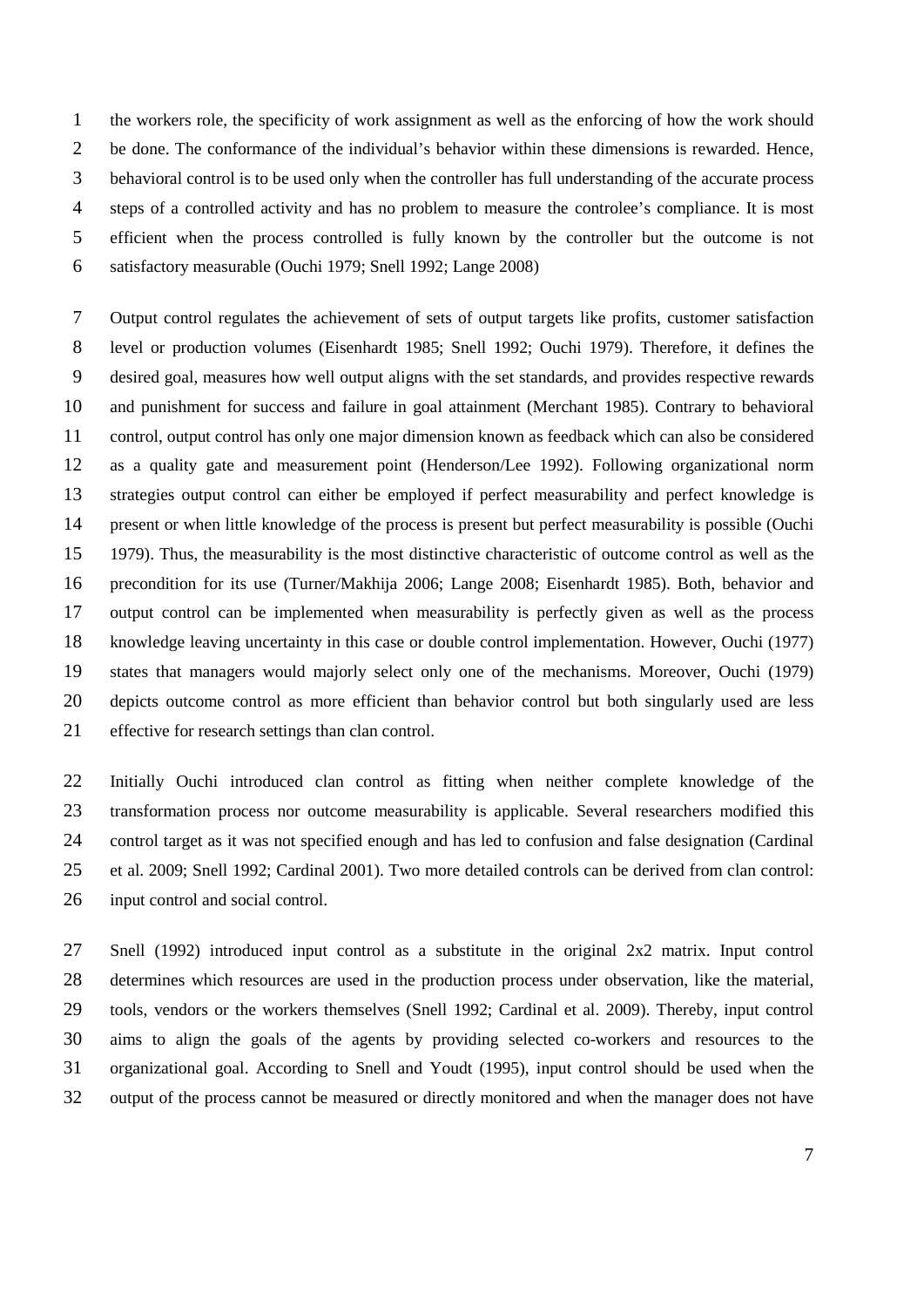the workers role, the specificity of work assignment as well as the enforcing of how the work should be done. The conformance of the individual's behavior within these dimensions is rewarded. Hence, behavioral control is to be used only when the controller has full understanding of the accurate process steps of a controlled activity and has no problem to measure the controlee's compliance. It is most efficient when the process controlled is fully known by the controller but the outcome is not satisfactory measurable (Ouchi 1979; Snell 1992; Lange 2008)

Output control regulates the achievement of sets of output targets like profits, customer satisfaction level or production volumes (Eisenhardt 1985; Snell 1992; Ouchi 1979). Therefore, it defines the desired goal, measures how well output aligns with the set standards, and provides respective rewards and punishment for success and failure in goal attainment (Merchant 1985). Contrary to behavioral control, output control has only one major dimension known as feedback which can also be considered as a quality gate and measurement point (Henderson/Lee 1992). Following organizational norm strategies output control can either be employed if perfect measurability and perfect knowledge is present or when little knowledge of the process is present but perfect measurability is possible (Ouchi 1979). Thus, the measurability is the most distinctive characteristic of outcome control as well as the precondition for its use (Turner/Makhija 2006; Lange 2008; Eisenhardt 1985). Both, behavior and output control can be implemented when measurability is perfectly given as well as the process knowledge leaving uncertainty in this case or double control implementation. However, Ouchi (1977) states that managers would majorly select only one of the mechanisms. Moreover, Ouchi (1979) depicts outcome control as more efficient than behavior control but both singularly used are less effective for research settings than clan control.

Initially Ouchi introduced clan control as fitting when neither complete knowledge of the transformation process nor outcome measurability is applicable. Several researchers modified this control target as it was not specified enough and has led to confusion and false designation (Cardinal et al. 2009; Snell 1992; Cardinal 2001). Two more detailed controls can be derived from clan control: input control and social control.

Snell (1992) introduced input control as a substitute in the original 2x2 matrix. Input control determines which resources are used in the production process under observation, like the material, tools, vendors or the workers themselves (Snell 1992; Cardinal et al. 2009). Thereby, input control aims to align the goals of the agents by providing selected co-workers and resources to the organizational goal. According to Snell and Youdt (1995), input control should be used when the output of the process cannot be measured or directly monitored and when the manager does not have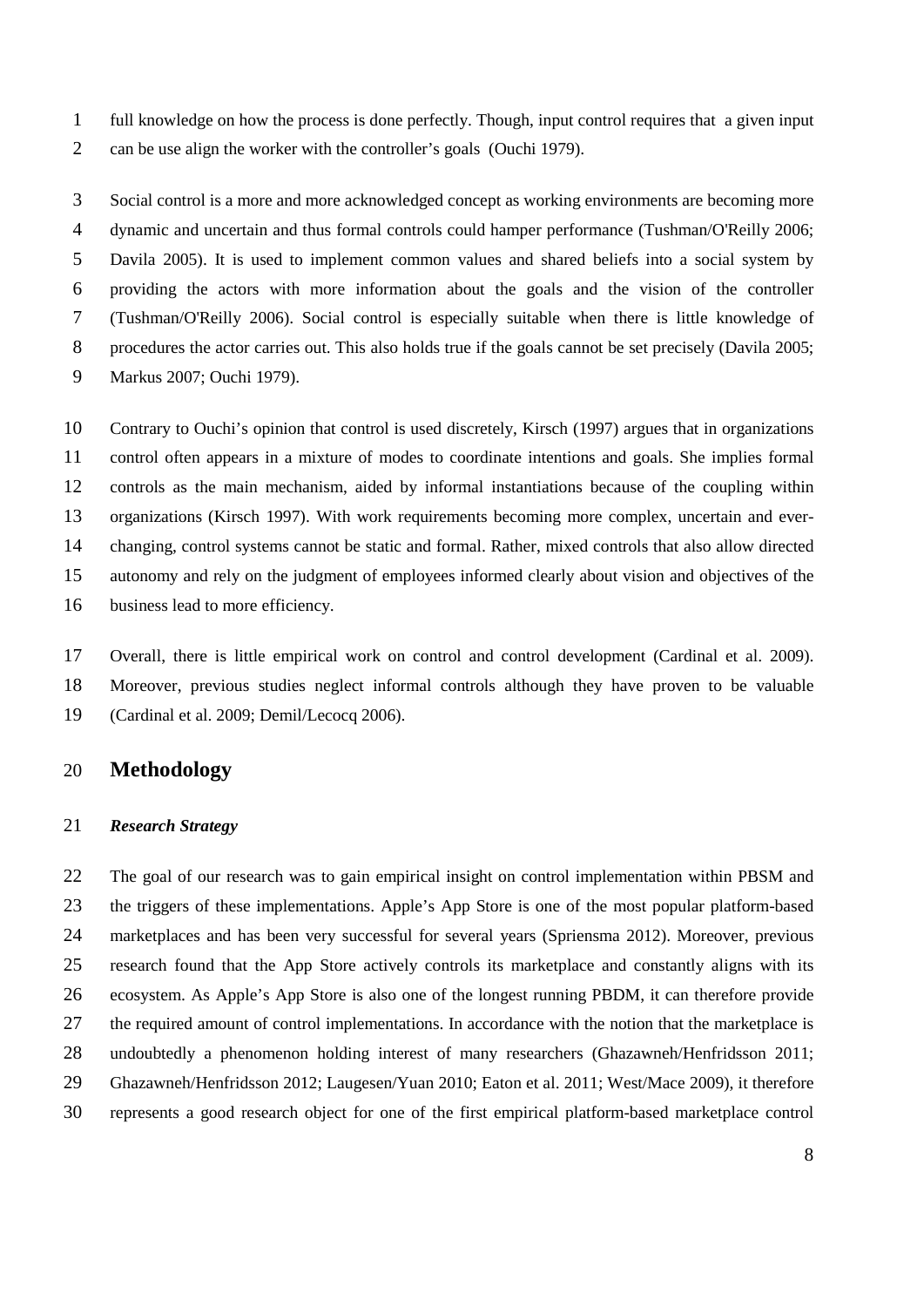full knowledge on how the process is done perfectly. Though, input control requires that a given input can be use align the worker with the controller's goals (Ouchi 1979).

Social control is a more and more acknowledged concept as working environments are becoming more dynamic and uncertain and thus formal controls could hamper performance (Tushman/O'Reilly 2006; Davila 2005). It is used to implement common values and shared beliefs into a social system by providing the actors with more information about the goals and the vision of the controller (Tushman/O'Reilly 2006). Social control is especially suitable when there is little knowledge of procedures the actor carries out. This also holds true if the goals cannot be set precisely (Davila 2005; Markus 2007; Ouchi 1979).

Contrary to Ouchi's opinion that control is used discretely, Kirsch (1997) argues that in organizations control often appears in a mixture of modes to coordinate intentions and goals. She implies formal controls as the main mechanism, aided by informal instantiations because of the coupling within organizations (Kirsch 1997). With work requirements becoming more complex, uncertain and ever-changing, control systems cannot be static and formal. Rather, mixed controls that also allow directed autonomy and rely on the judgment of employees informed clearly about vision and objectives of the business lead to more efficiency.

Overall, there is little empirical work on control and control development (Cardinal et al. 2009). Moreover, previous studies neglect informal controls although they have proven to be valuable (Cardinal et al. 2009; Demil/Lecocq 2006).

# Methodology

### *Research Strategy*

The goal of our research was to gain empirical insight on control implementation within PBSM and the triggers of these implementations. Apple's App Store is one of the most popular platform-based marketplaces and has been very successful for several years (Spriensma 2012). Moreover, previous research found that the App Store actively controls its marketplace and constantly aligns with its ecosystem. As Apple's App Store is also one of the longest running PBDM, it can therefore provide the required amount of control implementations. In accordance with the notion that the marketplace is undoubtedly a phenomenon holding interest of many researchers (Ghazawneh/Henfridsson 2011; Ghazawneh/Henfridsson 2012; Laugesen/Yuan 2010; Eaton et al. 2011; West/Mace 2009), it therefore represents a good research object for one of the first empirical platform-based marketplace control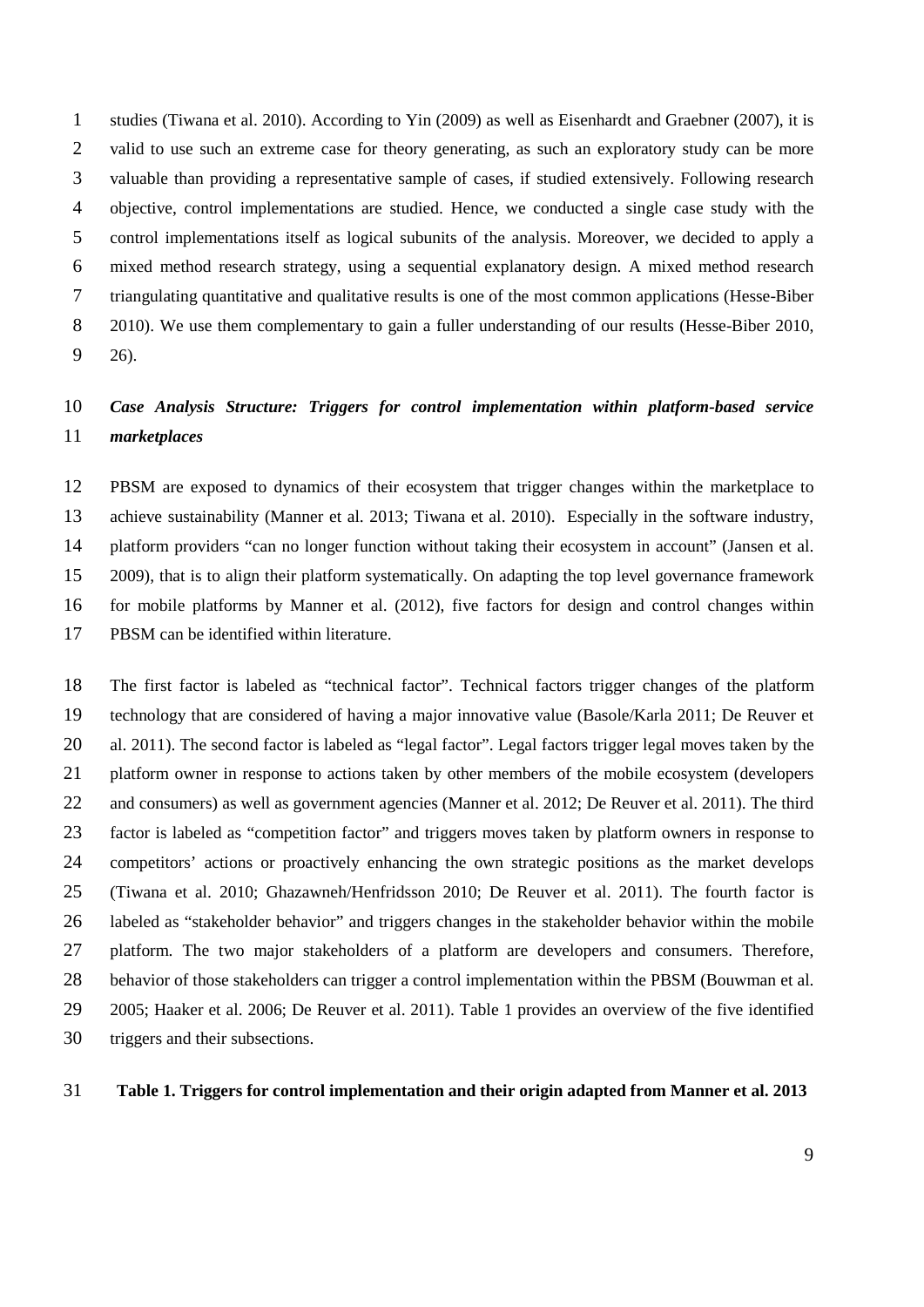studies (Tiwana et al. 2010). According to Yin (2009) as well as Eisenhardt and Graebner (2007), it is valid to use such an extreme case for theory generating, as such an exploratory study can be more valuable than providing a representative sample of cases, if studied extensively. Following research objective, control implementations are studied. Hence, we conducted a single case study with the control implementations itself as logical subunits of the analysis. Moreover, we decided to apply a mixed method research strategy, using a sequential explanatory design. A mixed method research triangulating quantitative and qualitative results is one of the most common applications (Hesse-Biber 2010). We use them complementary to gain a fuller understanding of our results (Hesse-Biber 2010, 26).

***Case Analysis Structure: Triggers for control implementation within platform-based service marketplaces***

PBSM are exposed to dynamics of their ecosystem that trigger changes within the marketplace to achieve sustainability (Manner et al. 2013; Tiwana et al. 2010). Especially in the software industry, platform providers "can no longer function without taking their ecosystem in account" (Jansen et al. 2009), that is to align their platform systematically. On adapting the top level governance framework for mobile platforms by Manner et al. (2012), five factors for design and control changes within PBSM can be identified within literature.

The first factor is labeled as "technical factor". Technical factors trigger changes of the platform technology that are considered of having a major innovative value (Basole/Karla 2011; De Reuver et al. 2011). The second factor is labeled as "legal factor". Legal factors trigger legal moves taken by the platform owner in response to actions taken by other members of the mobile ecosystem (developers and consumers) as well as government agencies (Manner et al. 2012; De Reuver et al. 2011). The third factor is labeled as "competition factor" and triggers moves taken by platform owners in response to competitors' actions or proactively enhancing the own strategic positions as the market develops (Tiwana et al. 2010; Ghazawneh/Henfridsson 2010; De Reuver et al. 2011). The fourth factor is labeled as "stakeholder behavior" and triggers changes in the stakeholder behavior within the mobile platform. The two major stakeholders of a platform are developers and consumers. Therefore, behavior of those stakeholders can trigger a control implementation within the PBSM (Bouwman et al. 2005; Haaker et al. 2006; De Reuver et al. 2011). Table 1 provides an overview of the five identified triggers and their subsections.

**Table 1. Triggers for control implementation and their origin adapted from Manner et al. 2013**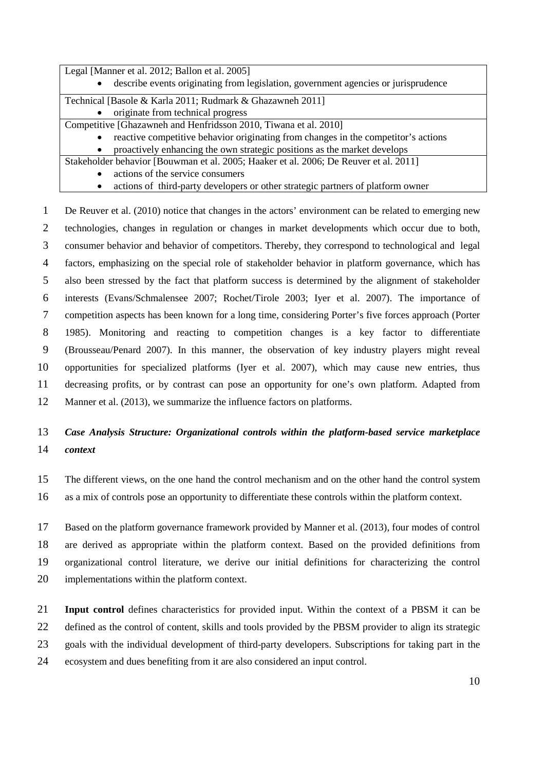| |
|---|
| Legal [Manner et al. 2012; Ballon et al. 2005]<br>• describe events originating from legislation, government agencies or jurisprudence |
| Technical [Basole & Karla 2011; Rudmark & Ghazawneh 2011]<br>• originate from technical progress |
| Competitive [Ghazawneh and Henfridsson 2010, Tiwana et al. 2010]<br>• reactive competitive behavior originating from changes in the competitor's actions<br>• proactively enhancing the own strategic positions as the market develops |
| Stakeholder behavior [Bouwman et al. 2005; Haaker et al. 2006; De Reuver et al. 2011]<br>• actions of the service consumers<br>• actions of third-party developers or other strategic partners of platform owner |

De Reuver et al. (2010) notice that changes in the actors' environment can be related to emerging new technologies, changes in regulation or changes in market developments which occur due to both, consumer behavior and behavior of competitors. Thereby, they correspond to technological and legal factors, emphasizing on the special role of stakeholder behavior in platform governance, which has also been stressed by the fact that platform success is determined by the alignment of stakeholder interests (Evans/Schmalensee 2007; Rochet/Tirole 2003; Iyer et al. 2007). The importance of competition aspects has been known for a long time, considering Porter's five forces approach (Porter 1985). Monitoring and reacting to competition changes is a key factor to differentiate (Brousseau/Penard 2007). In this manner, the observation of key industry players might reveal opportunities for specialized platforms (Iyer et al. 2007), which may cause new entries, thus decreasing profits, or by contrast can pose an opportunity for one's own platform. Adapted from Manner et al. (2013), we summarize the influence factors on platforms.

***Case Analysis Structure: Organizational controls within the platform-based service marketplace context***

The different views, on the one hand the control mechanism and on the other hand the control system as a mix of controls pose an opportunity to differentiate these controls within the platform context.

Based on the platform governance framework provided by Manner et al. (2013), four modes of control are derived as appropriate within the platform context. Based on the provided definitions from organizational control literature, we derive our initial definitions for characterizing the control implementations within the platform context.

**Input control** defines characteristics for provided input. Within the context of a PBSM it can be defined as the control of content, skills and tools provided by the PBSM provider to align its strategic goals with the individual development of third-party developers. Subscriptions for taking part in the ecosystem and dues benefiting from it are also considered an input control.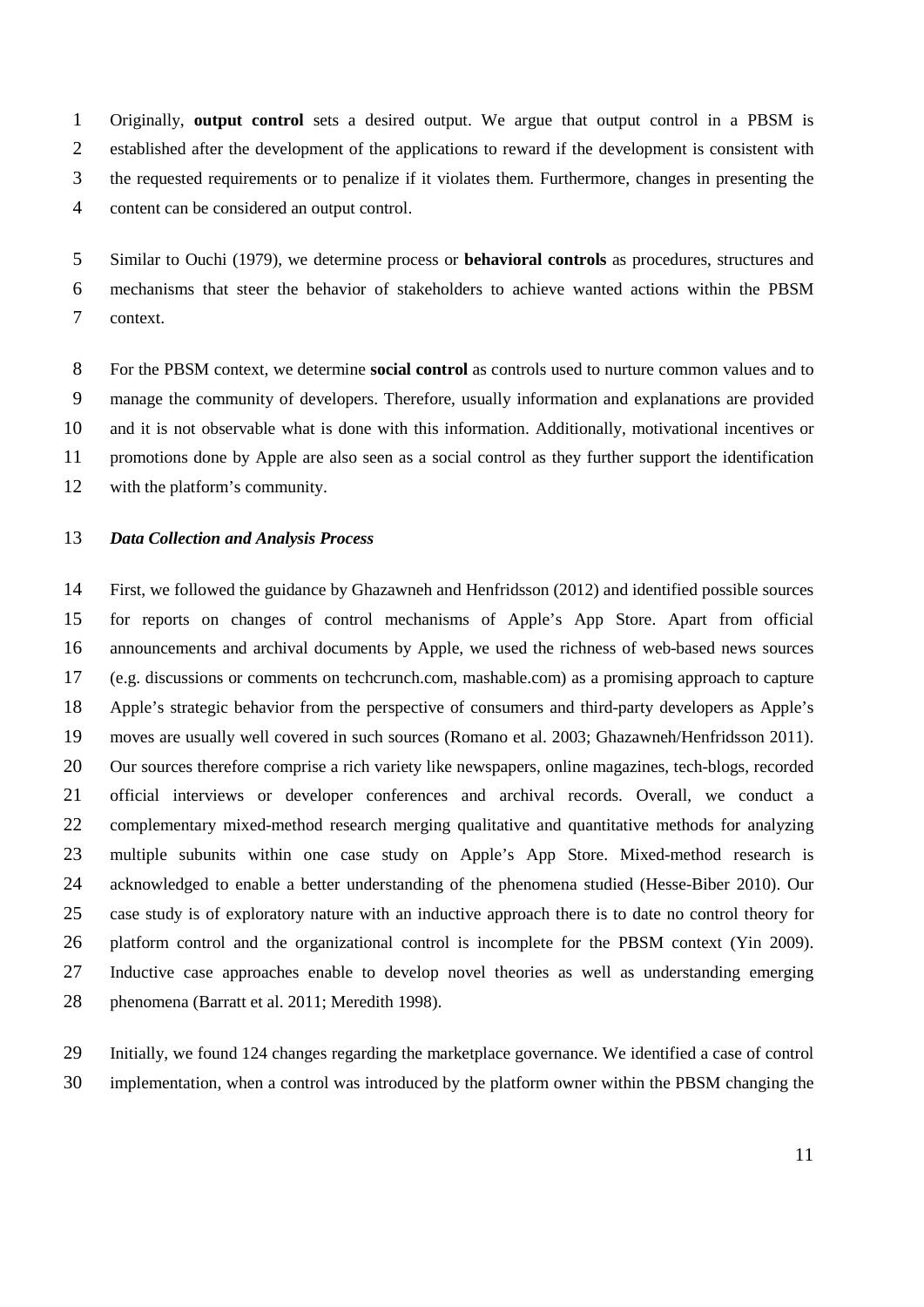Originally, **output control** sets a desired output. We argue that output control in a PBSM is established after the development of the applications to reward if the development is consistent with the requested requirements or to penalize if it violates them. Furthermore, changes in presenting the content can be considered an output control.

Similar to Ouchi (1979), we determine process or **behavioral controls** as procedures, structures and mechanisms that steer the behavior of stakeholders to achieve wanted actions within the PBSM context.

For the PBSM context, we determine **social control** as controls used to nurture common values and to manage the community of developers. Therefore, usually information and explanations are provided and it is not observable what is done with this information. Additionally, motivational incentives or promotions done by Apple are also seen as a social control as they further support the identification with the platform's community.

### ***Data Collection and Analysis Process***

First, we followed the guidance by Ghazawneh and Henfridsson (2012) and identified possible sources for reports on changes of control mechanisms of Apple's App Store. Apart from official announcements and archival documents by Apple, we used the richness of web-based news sources (e.g. discussions or comments on techcrunch.com, mashable.com) as a promising approach to capture Apple's strategic behavior from the perspective of consumers and third-party developers as Apple's moves are usually well covered in such sources (Romano et al. 2003; Ghazawneh/Henfridsson 2011). Our sources therefore comprise a rich variety like newspapers, online magazines, tech-blogs, recorded official interviews or developer conferences and archival records. Overall, we conduct a complementary mixed-method research merging qualitative and quantitative methods for analyzing multiple subunits within one case study on Apple's App Store. Mixed-method research is acknowledged to enable a better understanding of the phenomena studied (Hesse-Biber 2010). Our case study is of exploratory nature with an inductive approach there is to date no control theory for platform control and the organizational control is incomplete for the PBSM context (Yin 2009). Inductive case approaches enable to develop novel theories as well as understanding emerging phenomena (Barratt et al. 2011; Meredith 1998).

Initially, we found 124 changes regarding the marketplace governance. We identified a case of control implementation, when a control was introduced by the platform owner within the PBSM changing the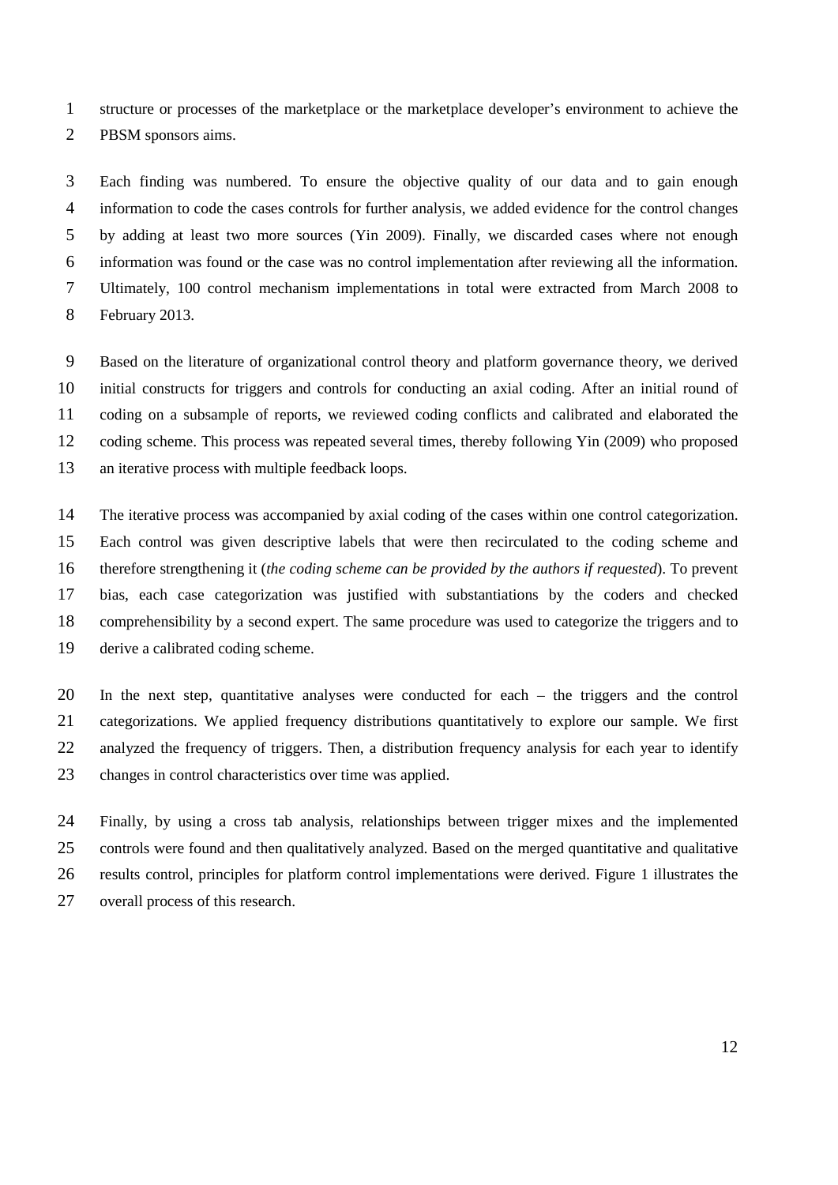structure or processes of the marketplace or the marketplace developer's environment to achieve the PBSM sponsors aims.

Each finding was numbered. To ensure the objective quality of our data and to gain enough information to code the cases controls for further analysis, we added evidence for the control changes by adding at least two more sources (Yin 2009). Finally, we discarded cases where not enough information was found or the case was no control implementation after reviewing all the information. Ultimately, 100 control mechanism implementations in total were extracted from March 2008 to February 2013.

Based on the literature of organizational control theory and platform governance theory, we derived initial constructs for triggers and controls for conducting an axial coding. After an initial round of coding on a subsample of reports, we reviewed coding conflicts and calibrated and elaborated the coding scheme. This process was repeated several times, thereby following Yin (2009) who proposed an iterative process with multiple feedback loops.

The iterative process was accompanied by axial coding of the cases within one control categorization. Each control was given descriptive labels that were then recirculated to the coding scheme and therefore strengthening it (*the coding scheme can be provided by the authors if requested*). To prevent bias, each case categorization was justified with substantiations by the coders and checked comprehensibility by a second expert. The same procedure was used to categorize the triggers and to derive a calibrated coding scheme.

In the next step, quantitative analyses were conducted for each – the triggers and the control categorizations. We applied frequency distributions quantitatively to explore our sample. We first analyzed the frequency of triggers. Then, a distribution frequency analysis for each year to identify changes in control characteristics over time was applied.

Finally, by using a cross tab analysis, relationships between trigger mixes and the implemented controls were found and then qualitatively analyzed. Based on the merged quantitative and qualitative results control, principles for platform control implementations were derived. Figure 1 illustrates the overall process of this research.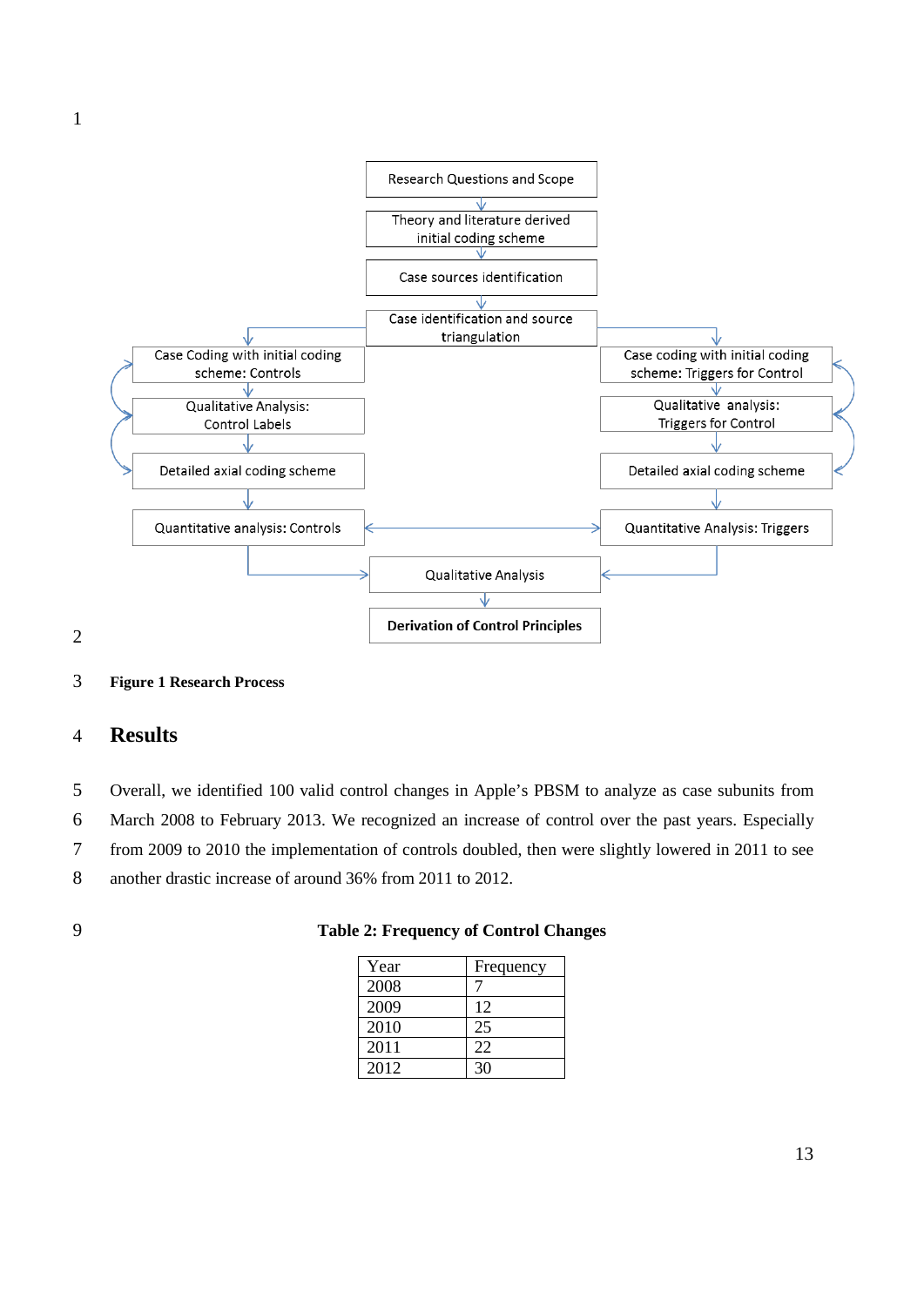Research Questions and Scope

Theory and literature derived initial coding scheme

Case sources identification

Case identification and source triangulation

Case Coding with initial coding scheme: Controls

Qualitative Analysis: Control Labels

Detailed axial coding scheme

Quantitative analysis: Controls

Case coding with initial coding scheme: Triggers for Control

Qualitative analysis: Triggers for Control

Detailed axial coding scheme

Quantitative Analysis: Triggers

Qualitative Analysis

**Derivation of Control Principles**

**Figure 1 Research Process**

# Results

Overall, we identified 100 valid control changes in Apple's PBSM to analyze as case subunits from March 2008 to February 2013. We recognized an increase of control over the past years. Especially from 2009 to 2010 the implementation of controls doubled, then were slightly lowered in 2011 to see another drastic increase of around 36% from 2011 to 2012.

**Table 2: Frequency of Control Changes**

| Year | Frequency |
|---|---|
| 2008 | 7 |
| 2009 | 12 |
| 2010 | 25 |
| 2011 | 22 |
| 2012 | 30 |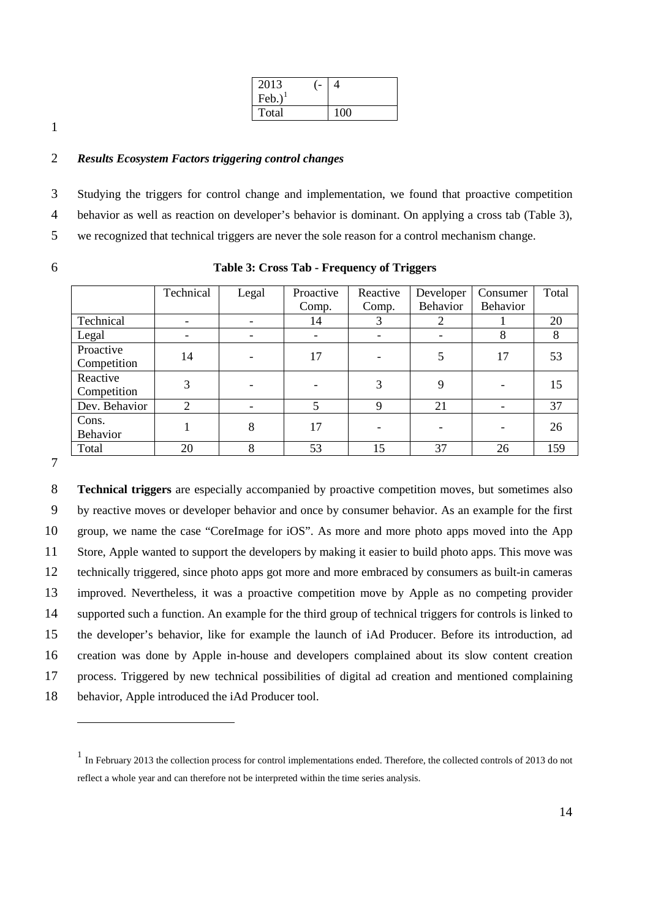| 2013 (- Feb.)[1] | 4 |
|---|---|
| Total | 100 |

***Results Ecosystem Factors triggering control changes***

Studying the triggers for control change and implementation, we found that proactive competition behavior as well as reaction on developer's behavior is dominant. On applying a cross tab (Table 3), we recognized that technical triggers are never the sole reason for a control mechanism change.

**Table 3: Cross Tab - Frequency of Triggers**

| | Technical | Legal | Proactive Comp. | Reactive Comp. | Developer Behavior | Consumer Behavior | Total |
|---|---|---|---|---|---|---|---|
| Technical | - | - | 14 | 3 | 2 | 1 | 20 |
| Legal | - | - | - | - | - | 8 | 8 |
| Proactive Competition | 14 | - | 17 | - | 5 | 17 | 53 |
| Reactive Competition | 3 | - | - | 3 | 9 | - | 15 |
| Dev. Behavior | 2 | - | 5 | 9 | 21 | - | 37 |
| Cons. Behavior | 1 | 8 | 17 | - | - | - | 26 |
| Total | 20 | 8 | 53 | 15 | 37 | 26 | 159 |

**Technical triggers** are especially accompanied by proactive competition moves, but sometimes also by reactive moves or developer behavior and once by consumer behavior. As an example for the first group, we name the case "CoreImage for iOS". As more and more photo apps moved into the App Store, Apple wanted to support the developers by making it easier to build photo apps. This move was technically triggered, since photo apps got more and more embraced by consumers as built-in cameras improved. Nevertheless, it was a proactive competition move by Apple as no competing provider supported such a function. An example for the third group of technical triggers for controls is linked to the developer's behavior, like for example the launch of iAd Producer. Before its introduction, ad creation was done by Apple in-house and developers complained about its slow content creation process. Triggered by new technical possibilities of digital ad creation and mentioned complaining behavior, Apple introduced the iAd Producer tool.

[1] In February 2013 the collection process for control implementations ended. Therefore, the collected controls of 2013 do not reflect a whole year and can therefore not be interpreted within the time series analysis.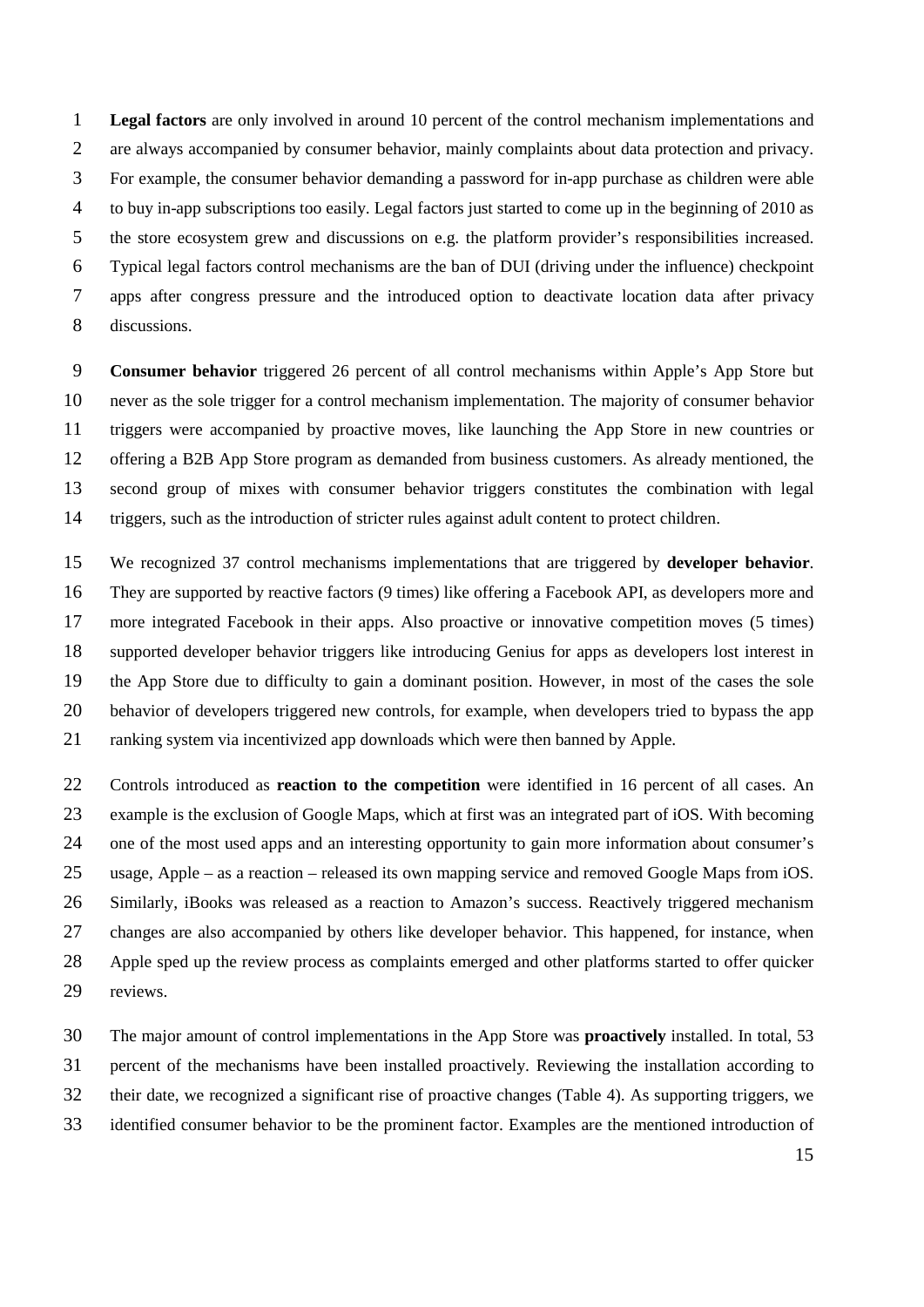**Legal factors** are only involved in around 10 percent of the control mechanism implementations and are always accompanied by consumer behavior, mainly complaints about data protection and privacy. For example, the consumer behavior demanding a password for in-app purchase as children were able to buy in-app subscriptions too easily. Legal factors just started to come up in the beginning of 2010 as the store ecosystem grew and discussions on e.g. the platform provider's responsibilities increased. Typical legal factors control mechanisms are the ban of DUI (driving under the influence) checkpoint apps after congress pressure and the introduced option to deactivate location data after privacy discussions.

**Consumer behavior** triggered 26 percent of all control mechanisms within Apple's App Store but never as the sole trigger for a control mechanism implementation. The majority of consumer behavior triggers were accompanied by proactive moves, like launching the App Store in new countries or offering a B2B App Store program as demanded from business customers. As already mentioned, the second group of mixes with consumer behavior triggers constitutes the combination with legal triggers, such as the introduction of stricter rules against adult content to protect children.

We recognized 37 control mechanisms implementations that are triggered by **developer behavior**. They are supported by reactive factors (9 times) like offering a Facebook API, as developers more and more integrated Facebook in their apps. Also proactive or innovative competition moves (5 times) supported developer behavior triggers like introducing Genius for apps as developers lost interest in the App Store due to difficulty to gain a dominant position. However, in most of the cases the sole behavior of developers triggered new controls, for example, when developers tried to bypass the app ranking system via incentivized app downloads which were then banned by Apple.

Controls introduced as **reaction to the competition** were identified in 16 percent of all cases. An example is the exclusion of Google Maps, which at first was an integrated part of iOS. With becoming one of the most used apps and an interesting opportunity to gain more information about consumer's usage, Apple – as a reaction – released its own mapping service and removed Google Maps from iOS. Similarly, iBooks was released as a reaction to Amazon's success. Reactively triggered mechanism changes are also accompanied by others like developer behavior. This happened, for instance, when Apple sped up the review process as complaints emerged and other platforms started to offer quicker reviews.

The major amount of control implementations in the App Store was **proactively** installed. In total, 53 percent of the mechanisms have been installed proactively. Reviewing the installation according to their date, we recognized a significant rise of proactive changes (Table 4). As supporting triggers, we identified consumer behavior to be the prominent factor. Examples are the mentioned introduction of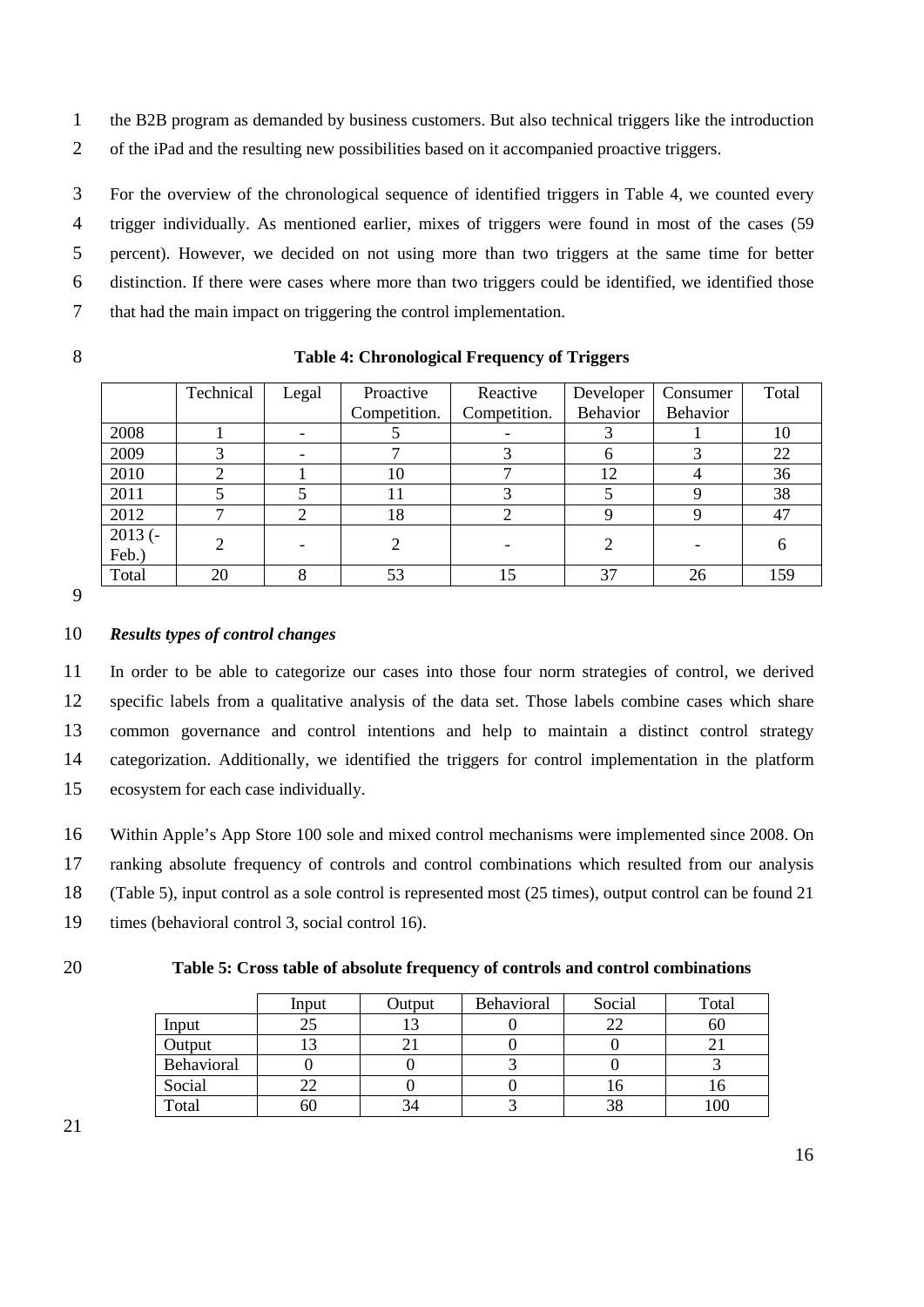the B2B program as demanded by business customers. But also technical triggers like the introduction of the iPad and the resulting new possibilities based on it accompanied proactive triggers.

For the overview of the chronological sequence of identified triggers in Table 4, we counted every trigger individually. As mentioned earlier, mixes of triggers were found in most of the cases (59 percent). However, we decided on not using more than two triggers at the same time for better distinction. If there were cases where more than two triggers could be identified, we identified those that had the main impact on triggering the control implementation.

**Table 4: Chronological Frequency of Triggers**

| | Technical | Legal | Proactive Competition. | Reactive Competition. | Developer Behavior | Consumer Behavior | Total |
|---|---|---|---|---|---|---|---|
| 2008 | 1 | - | 5 | - | 3 | 1 | 10 |
| 2009 | 3 | - | 7 | 3 | 6 | 3 | 22 |
| 2010 | 2 | 1 | 10 | 7 | 12 | 4 | 36 |
| 2011 | 5 | 5 | 11 | 3 | 5 | 9 | 38 |
| 2012 | 7 | 2 | 18 | 2 | 9 | 9 | 47 |
| 2013 (-Feb.) | 2 | - | 2 | - | 2 | - | 6 |
| Total | 20 | 8 | 53 | 15 | 37 | 26 | 159 |

***Results types of control changes***

In order to be able to categorize our cases into those four norm strategies of control, we derived specific labels from a qualitative analysis of the data set. Those labels combine cases which share common governance and control intentions and help to maintain a distinct control strategy categorization. Additionally, we identified the triggers for control implementation in the platform ecosystem for each case individually.

Within Apple's App Store 100 sole and mixed control mechanisms were implemented since 2008. On ranking absolute frequency of controls and control combinations which resulted from our analysis (Table 5), input control as a sole control is represented most (25 times), output control can be found 21 times (behavioral control 3, social control 16).

**Table 5: Cross table of absolute frequency of controls and control combinations**

| | Input | Output | Behavioral | Social | Total |
|---|---|---|---|---|---|
| Input | 25 | 13 | 0 | 22 | 60 |
| Output | 13 | 21 | 0 | 0 | 21 |
| Behavioral | 0 | 0 | 3 | 0 | 3 |
| Social | 22 | 0 | 0 | 16 | 16 |
| Total | 60 | 34 | 3 | 38 | 100 |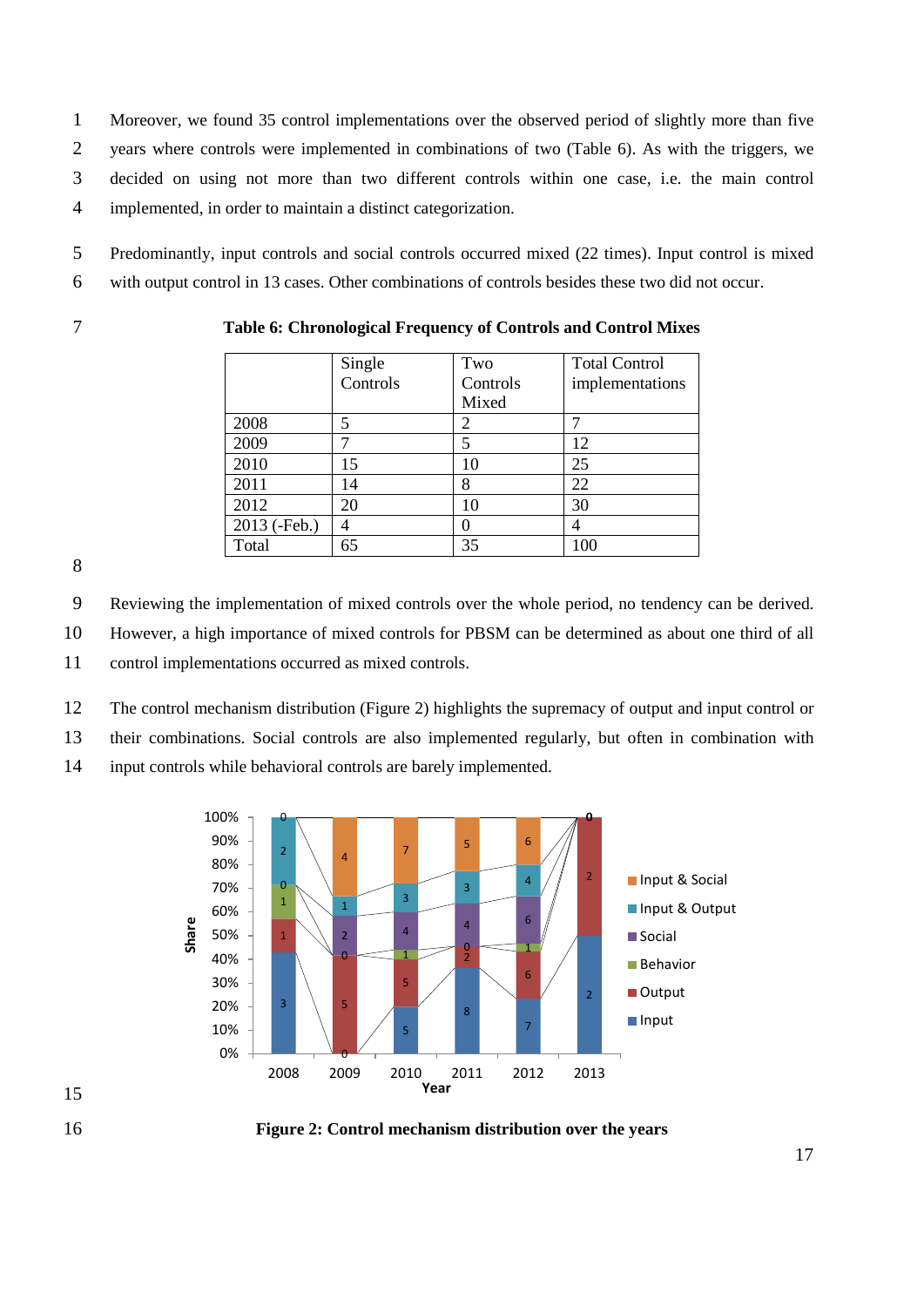Moreover, we found 35 control implementations over the observed period of slightly more than five years where controls were implemented in combinations of two (Table 6). As with the triggers, we decided on using not more than two different controls within one case, i.e. the main control implemented, in order to maintain a distinct categorization.

Predominantly, input controls and social controls occurred mixed (22 times). Input control is mixed with output control in 13 cases. Other combinations of controls besides these two did not occur.

**Table 6: Chronological Frequency of Controls and Control Mixes**

| | Single Controls | Two Controls Mixed | Total Control implementations |
|---|---|---|---|
| 2008 | 5 | 2 | 7 |
| 2009 | 7 | 5 | 12 |
| 2010 | 15 | 10 | 25 |
| 2011 | 14 | 8 | 22 |
| 2012 | 20 | 10 | 30 |
| 2013 (-Feb.) | 4 | 0 | 4 |
| Total | 65 | 35 | 100 |

Reviewing the implementation of mixed controls over the whole period, no tendency can be derived. However, a high importance of mixed controls for PBSM can be determined as about one third of all control implementations occurred as mixed controls.

The control mechanism distribution (Figure 2) highlights the supremacy of output and input control or their combinations. Social controls are also implemented regularly, but often in combination with input controls while behavioral controls are barely implemented.

100%
90%
80%
70%
60%
50%
40%
30%
20%
10%
0%

Share

2008
2009
2010
2011
2012
2013
Year

Input & Social
Input & Output
Social
Behavior
Output
Input

**Figure 2: Control mechanism distribution over the years**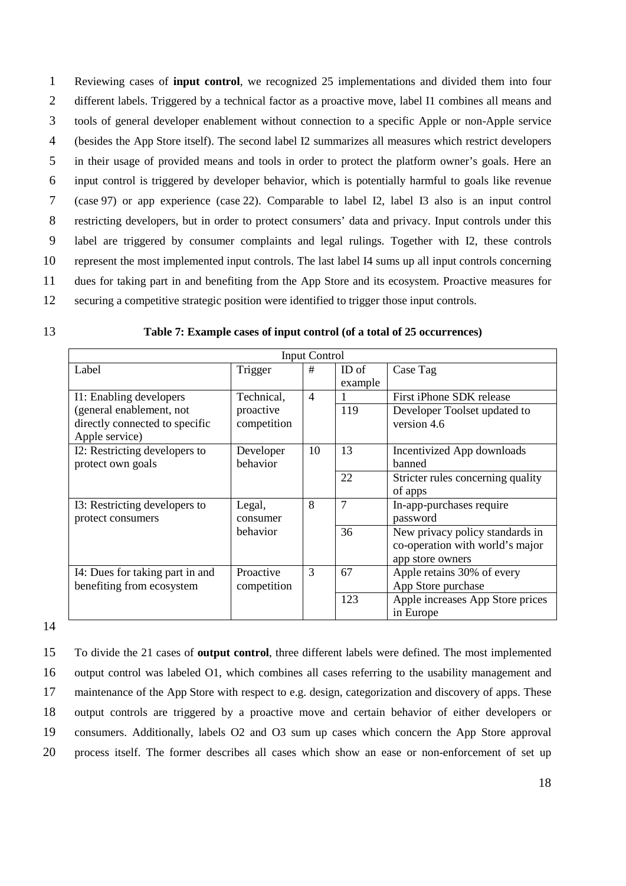Reviewing cases of **input control**, we recognized 25 implementations and divided them into four different labels. Triggered by a technical factor as a proactive move, label I1 combines all means and tools of general developer enablement without connection to a specific Apple or non-Apple service (besides the App Store itself). The second label I2 summarizes all measures which restrict developers in their usage of provided means and tools in order to protect the platform owner's goals. Here an input control is triggered by developer behavior, which is potentially harmful to goals like revenue (case 97) or app experience (case 22). Comparable to label I2, label I3 also is an input control restricting developers, but in order to protect consumers' data and privacy. Input controls under this label are triggered by consumer complaints and legal rulings. Together with I2, these controls represent the most implemented input controls. The last label I4 sums up all input controls concerning dues for taking part in and benefiting from the App Store and its ecosystem. Proactive measures for securing a competitive strategic position were identified to trigger those input controls.

**Table 7: Example cases of input control (of a total of 25 occurrences)**

| Input Control | | | | |
|---|---|---|---|---|
| Label | Trigger | # | ID of example | Case Tag |
| I1: Enabling developers (general enablement, not directly connected to specific Apple service) | Technical, proactive competition | 4 | 1 | First iPhone SDK release |
| | | | 119 | Developer Toolset updated to version 4.6 |
| I2: Restricting developers to protect own goals | Developer behavior | 10 | 13 | Incentivized App downloads banned |
| | | | 22 | Stricter rules concerning quality of apps |
| I3: Restricting developers to protect consumers | Legal, consumer behavior | 8 | 7 | In-app-purchases require password |
| | | | 36 | New privacy policy standards in co-operation with world's major app store owners |
| I4: Dues for taking part in and benefiting from ecosystem | Proactive competition | 3 | 67 | Apple retains 30% of every App Store purchase |
| | | | 123 | Apple increases App Store prices in Europe |

To divide the 21 cases of **output control**, three different labels were defined. The most implemented output control was labeled O1, which combines all cases referring to the usability management and maintenance of the App Store with respect to e.g. design, categorization and discovery of apps. These output controls are triggered by a proactive move and certain behavior of either developers or consumers. Additionally, labels O2 and O3 sum up cases which concern the App Store approval process itself. The former describes all cases which show an ease or non-enforcement of set up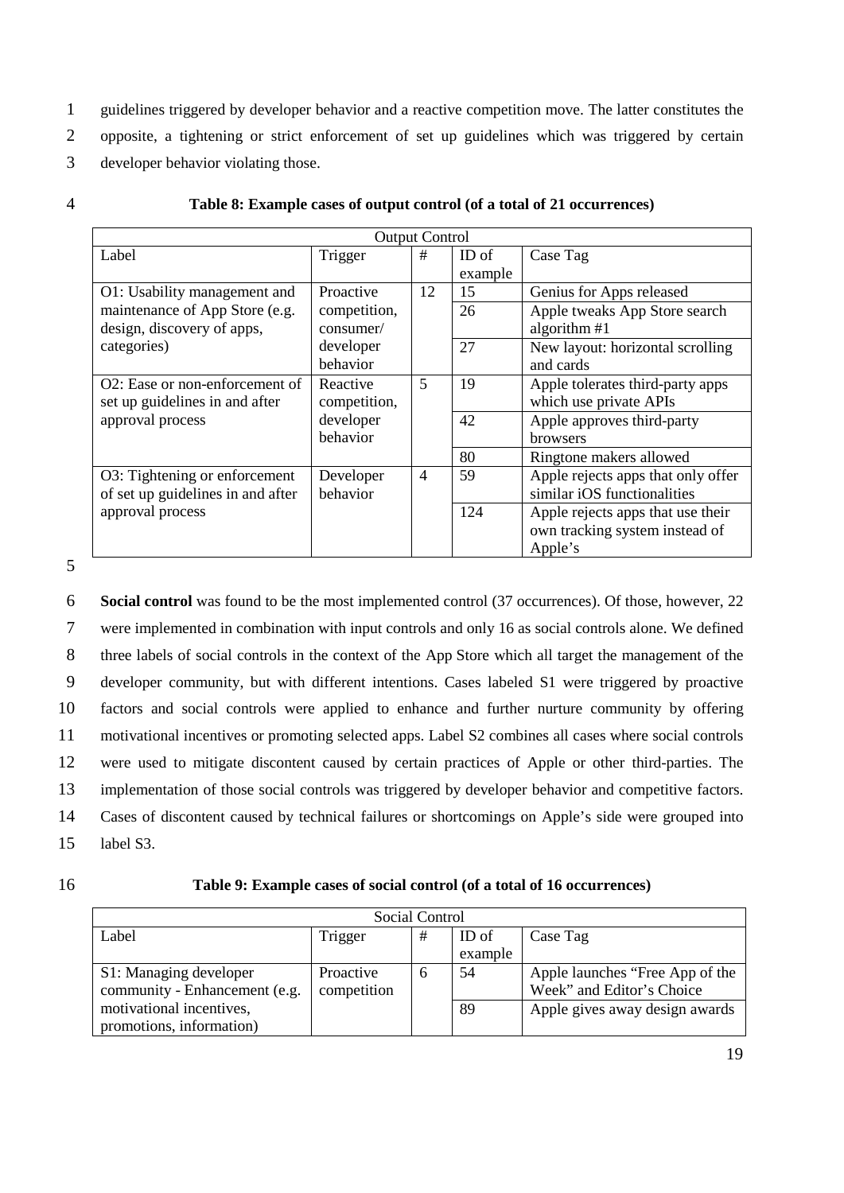guidelines triggered by developer behavior and a reactive competition move. The latter constitutes the opposite, a tightening or strict enforcement of set up guidelines which was triggered by certain developer behavior violating those.

**Table 8: Example cases of output control (of a total of 21 occurrences)**

| Output Control | | | | |
|---|---|---|---|---|
| Label | Trigger | # | ID of example | Case Tag |
| O1: Usability management and maintenance of App Store (e.g. design, discovery of apps, categories) | Proactive competition, consumer/ developer behavior | 12 | 15 | Genius for Apps released |
| | | | 26 | Apple tweaks App Store search algorithm #1 |
| | | | 27 | New layout: horizontal scrolling and cards |
| O2: Ease or non-enforcement of set up guidelines in and after approval process | Reactive competition, developer behavior | 5 | 19 | Apple tolerates third-party apps which use private APIs |
| | | | 42 | Apple approves third-party browsers |
| | | | 80 | Ringtone makers allowed |
| O3: Tightening or enforcement of set up guidelines in and after approval process | Developer behavior | 4 | 59 | Apple rejects apps that only offer similar iOS functionalities |
| | | | 124 | Apple rejects apps that use their own tracking system instead of Apple's |

**Social control** was found to be the most implemented control (37 occurrences). Of those, however, 22 were implemented in combination with input controls and only 16 as social controls alone. We defined three labels of social controls in the context of the App Store which all target the management of the developer community, but with different intentions. Cases labeled S1 were triggered by proactive factors and social controls were applied to enhance and further nurture community by offering motivational incentives or promoting selected apps. Label S2 combines all cases where social controls were used to mitigate discontent caused by certain practices of Apple or other third-parties. The implementation of those social controls was triggered by developer behavior and competitive factors. Cases of discontent caused by technical failures or shortcomings on Apple's side were grouped into label S3.

**Table 9: Example cases of social control (of a total of 16 occurrences)**

| Social Control | | | | |
|---|---|---|---|---|
| Label | Trigger | # | ID of example | Case Tag |
| S1: Managing developer community - Enhancement (e.g. motivational incentives, promotions, information) | Proactive competition | 6 | 54 | Apple launches "Free App of the Week" and Editor's Choice |
| | | | 89 | Apple gives away design awards |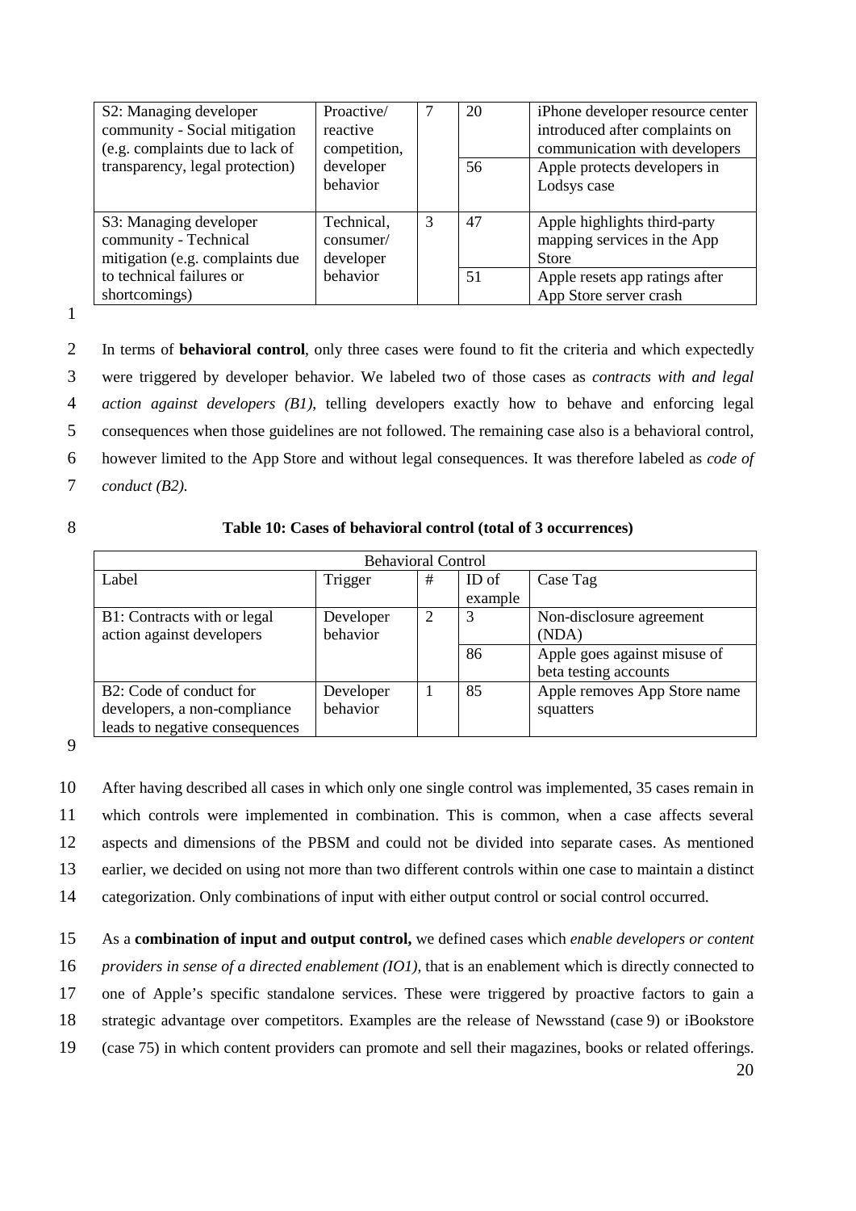| | | | | |
|---|---|---|---|---|
| S2: Managing developer community - Social mitigation (e.g. complaints due to lack of transparency, legal protection) | Proactive/ reactive competition, developer behavior | 7 | 20 | iPhone developer resource center introduced after complaints on communication with developers |
| | | | 56 | Apple protects developers in Lodsys case |
| S3: Managing developer community - Technical mitigation (e.g. complaints due to technical failures or shortcomings) | Technical, consumer/ developer behavior | 3 | 47 | Apple highlights third-party mapping services in the App Store |
| | | | 51 | Apple resets app ratings after App Store server crash |

In terms of **behavioral control**, only three cases were found to fit the criteria and which expectedly were triggered by developer behavior. We labeled two of those cases as *contracts with and legal action against developers (B1)*, telling developers exactly how to behave and enforcing legal consequences when those guidelines are not followed. The remaining case also is a behavioral control, however limited to the App Store and without legal consequences. It was therefore labeled as *code of conduct (B2).*

**Table 10: Cases of behavioral control (total of 3 occurrences)**

| Behavioral Control | | | | |
|---|---|---|---|---|
| Label | Trigger | # | ID of example | Case Tag |
| B1: Contracts with or legal action against developers | Developer behavior | 2 | 3 | Non-disclosure agreement (NDA) |
| | | | 86 | Apple goes against misuse of beta testing accounts |
| B2: Code of conduct for developers, a non-compliance leads to negative consequences | Developer behavior | 1 | 85 | Apple removes App Store name squatters |

After having described all cases in which only one single control was implemented, 35 cases remain in which controls were implemented in combination. This is common, when a case affects several aspects and dimensions of the PBSM and could not be divided into separate cases. As mentioned earlier, we decided on using not more than two different controls within one case to maintain a distinct categorization. Only combinations of input with either output control or social control occurred.

As a **combination of input and output control,** we defined cases which *enable developers or content providers in sense of a directed enablement (IO1),* that is an enablement which is directly connected to one of Apple's specific standalone services. These were triggered by proactive factors to gain a strategic advantage over competitors. Examples are the release of Newsstand (case 9) or iBookstore (case 75) in which content providers can promote and sell their magazines, books or related offerings.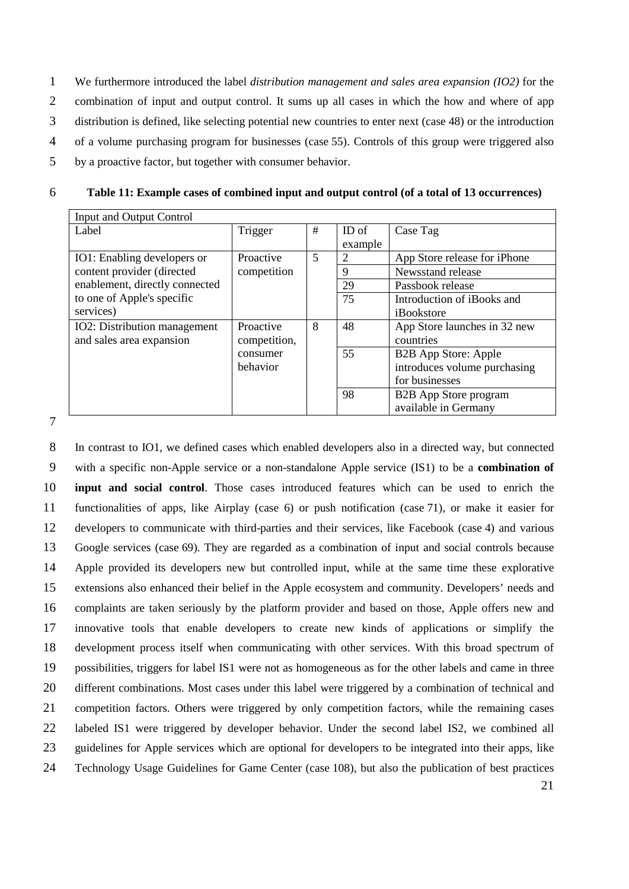We furthermore introduced the label *distribution management and sales area expansion (IO2)* for the combination of input and output control. It sums up all cases in which the how and where of app distribution is defined, like selecting potential new countries to enter next (case 48) or the introduction of a volume purchasing program for businesses (case 55). Controls of this group were triggered also by a proactive factor, but together with consumer behavior.

**Table 11: Example cases of combined input and output control (of a total of 13 occurrences)**

| Input and Output Control | | | | |
|---|---|---|---|---|
| Label | Trigger | # | ID of example | Case Tag |
| IO1: Enabling developers or content provider (directed enablement, directly connected to one of Apple's specific services) | Proactive competition | 5 | 2 | App Store release for iPhone |
| | | | 9 | Newsstand release |
| | | | 29 | Passbook release |
| | | | 75 | Introduction of iBooks and iBookstore |
| IO2: Distribution management and sales area expansion | Proactive competition, consumer behavior | 8 | 48 | App Store launches in 32 new countries |
| | | | 55 | B2B App Store: Apple introduces volume purchasing for businesses |
| | | | 98 | B2B App Store program available in Germany |

In contrast to IO1, we defined cases which enabled developers also in a directed way, but connected with a specific non-Apple service or a non-standalone Apple service (IS1) to be a **combination of input and social control**. Those cases introduced features which can be used to enrich the functionalities of apps, like Airplay (case 6) or push notification (case 71), or make it easier for developers to communicate with third-parties and their services, like Facebook (case 4) and various Google services (case 69). They are regarded as a combination of input and social controls because Apple provided its developers new but controlled input, while at the same time these explorative extensions also enhanced their belief in the Apple ecosystem and community. Developers' needs and complaints are taken seriously by the platform provider and based on those, Apple offers new and innovative tools that enable developers to create new kinds of applications or simplify the development process itself when communicating with other services. With this broad spectrum of possibilities, triggers for label IS1 were not as homogeneous as for the other labels and came in three different combinations. Most cases under this label were triggered by a combination of technical and competition factors. Others were triggered by only competition factors, while the remaining cases labeled IS1 were triggered by developer behavior. Under the second label IS2, we combined all guidelines for Apple services which are optional for developers to be integrated into their apps, like Technology Usage Guidelines for Game Center (case 108), but also the publication of best practices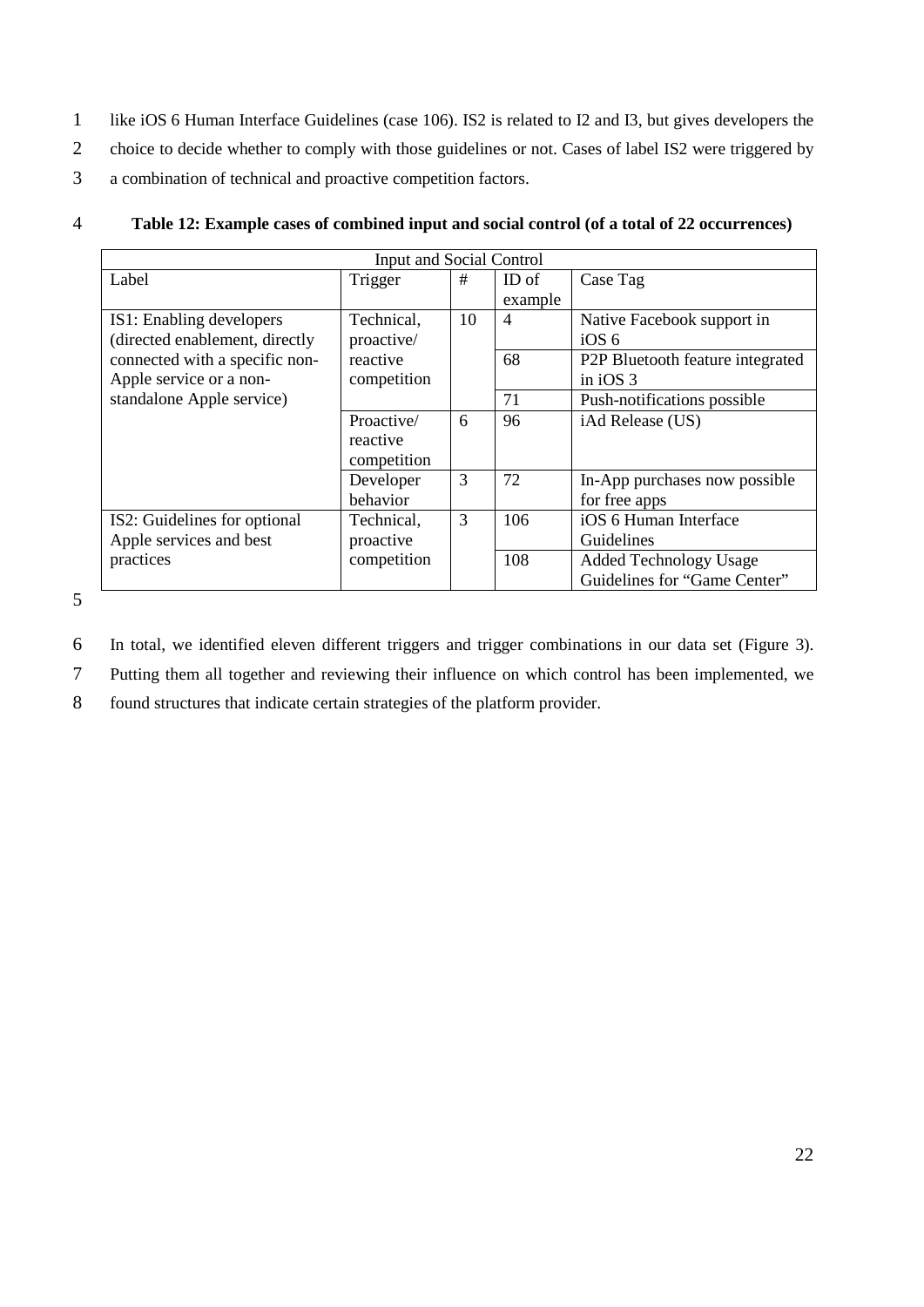like iOS 6 Human Interface Guidelines (case 106). IS2 is related to I2 and I3, but gives developers the choice to decide whether to comply with those guidelines or not. Cases of label IS2 were triggered by a combination of technical and proactive competition factors.

**Table 12: Example cases of combined input and social control (of a total of 22 occurrences)**

| Input and Social Control | | | | |
|---|---|---|---|---|
| Label | Trigger | # | ID of example | Case Tag |
| IS1: Enabling developers (directed enablement, directly connected with a specific non-Apple service or a non-standalone Apple service) | Technical, proactive/ reactive competition | 10 | 4 | Native Facebook support in iOS 6 |
| | | | 68 | P2P Bluetooth feature integrated in iOS 3 |
| | | | 71 | Push-notifications possible |
| | Proactive/ reactive competition | 6 | 96 | iAd Release (US) |
| | Developer behavior | 3 | 72 | In-App purchases now possible for free apps |
| IS2: Guidelines for optional Apple services and best practices | Technical, proactive competition | 3 | 106 | iOS 6 Human Interface Guidelines |
| | | | 108 | Added Technology Usage Guidelines for "Game Center" |

In total, we identified eleven different triggers and trigger combinations in our data set (Figure 3). Putting them all together and reviewing their influence on which control has been implemented, we found structures that indicate certain strategies of the platform provider.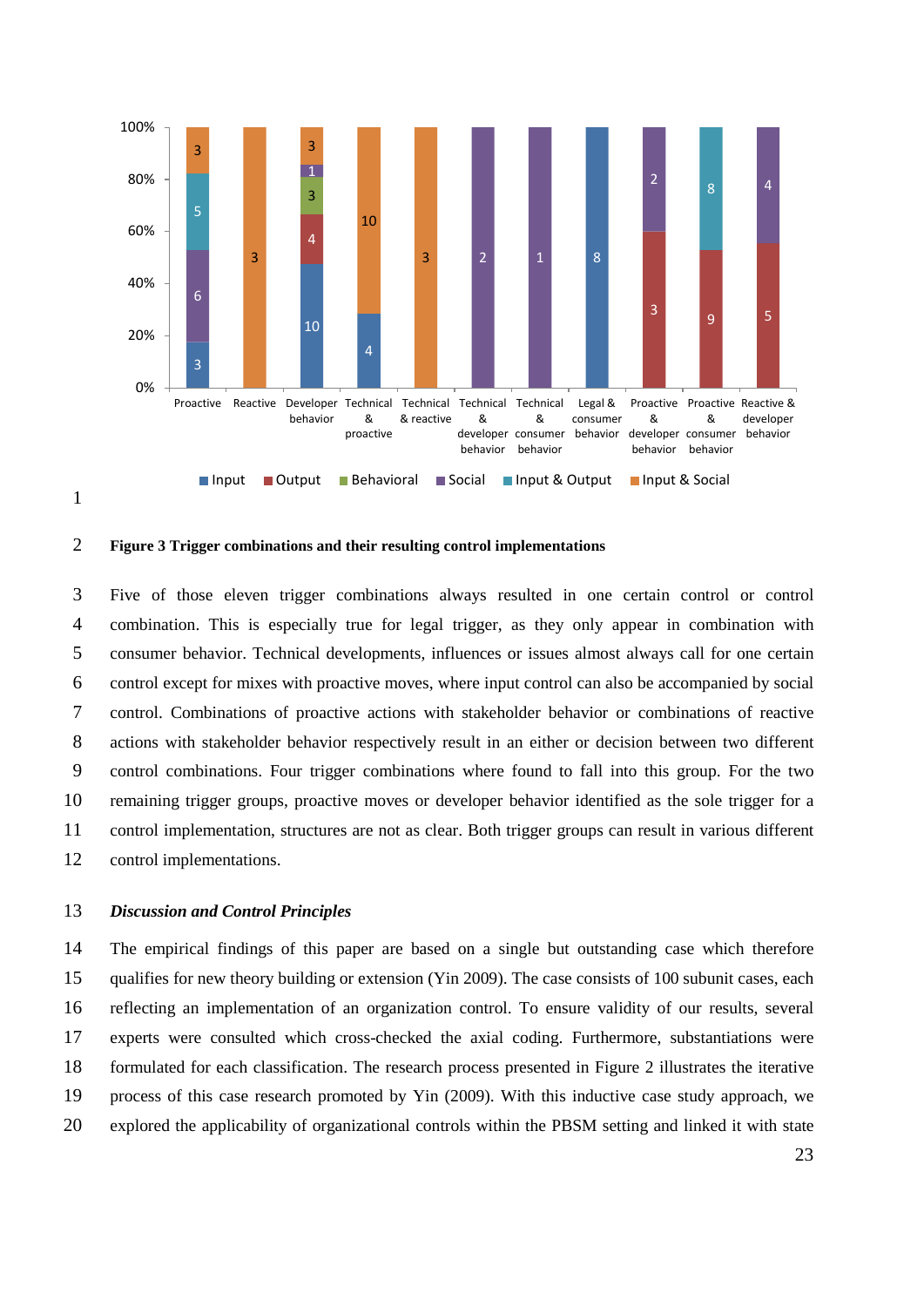100%
80%
60%
40%
20%
0%

3 5 6 3 | 3 | 3 1 3 4 10 | 10 4 | 3 | 2 | 1 | 8 | 2 3 | 8 9 | 4 5

Proactive, Reactive, Developer behavior, Technical & proactive, Technical & reactive, Technical & developer behavior, Technical & consumer behavior, Legal & consumer behavior, Proactive & developer behavior, Proactive & consumer behavior, Reactive & developer behavior

Input, Output, Behavioral, Social, Input & Output, Input & Social

**Figure 3 Trigger combinations and their resulting control implementations**

Five of those eleven trigger combinations always resulted in one certain control or control combination. This is especially true for legal trigger, as they only appear in combination with consumer behavior. Technical developments, influences or issues almost always call for one certain control except for mixes with proactive moves, where input control can also be accompanied by social control. Combinations of proactive actions with stakeholder behavior or combinations of reactive actions with stakeholder behavior respectively result in an either or decision between two different control combinations. Four trigger combinations where found to fall into this group. For the two remaining trigger groups, proactive moves or developer behavior identified as the sole trigger for a control implementation, structures are not as clear. Both trigger groups can result in various different control implementations.

### *Discussion and Control Principles*

The empirical findings of this paper are based on a single but outstanding case which therefore qualifies for new theory building or extension (Yin 2009). The case consists of 100 subunit cases, each reflecting an implementation of an organization control. To ensure validity of our results, several experts were consulted which cross-checked the axial coding. Furthermore, substantiations were formulated for each classification. The research process presented in Figure 2 illustrates the iterative process of this case research promoted by Yin (2009). With this inductive case study approach, we explored the applicability of organizational controls within the PBSM setting and linked it with state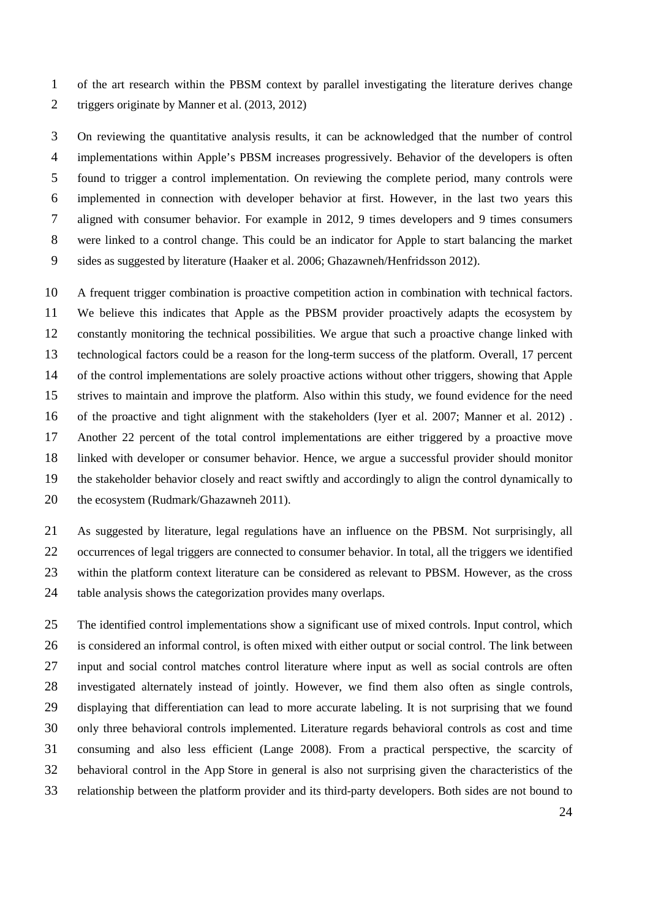of the art research within the PBSM context by parallel investigating the literature derives change triggers originate by Manner et al. (2013, 2012)

On reviewing the quantitative analysis results, it can be acknowledged that the number of control implementations within Apple's PBSM increases progressively. Behavior of the developers is often found to trigger a control implementation. On reviewing the complete period, many controls were implemented in connection with developer behavior at first. However, in the last two years this aligned with consumer behavior. For example in 2012, 9 times developers and 9 times consumers were linked to a control change. This could be an indicator for Apple to start balancing the market sides as suggested by literature (Haaker et al. 2006; Ghazawneh/Henfridsson 2012).

A frequent trigger combination is proactive competition action in combination with technical factors. We believe this indicates that Apple as the PBSM provider proactively adapts the ecosystem by constantly monitoring the technical possibilities. We argue that such a proactive change linked with technological factors could be a reason for the long-term success of the platform. Overall, 17 percent of the control implementations are solely proactive actions without other triggers, showing that Apple strives to maintain and improve the platform. Also within this study, we found evidence for the need of the proactive and tight alignment with the stakeholders (Iyer et al. 2007; Manner et al. 2012) . Another 22 percent of the total control implementations are either triggered by a proactive move linked with developer or consumer behavior. Hence, we argue a successful provider should monitor the stakeholder behavior closely and react swiftly and accordingly to align the control dynamically to the ecosystem (Rudmark/Ghazawneh 2011).

As suggested by literature, legal regulations have an influence on the PBSM. Not surprisingly, all occurrences of legal triggers are connected to consumer behavior. In total, all the triggers we identified within the platform context literature can be considered as relevant to PBSM. However, as the cross table analysis shows the categorization provides many overlaps.

The identified control implementations show a significant use of mixed controls. Input control, which is considered an informal control, is often mixed with either output or social control. The link between input and social control matches control literature where input as well as social controls are often investigated alternately instead of jointly. However, we find them also often as single controls, displaying that differentiation can lead to more accurate labeling. It is not surprising that we found only three behavioral controls implemented. Literature regards behavioral controls as cost and time consuming and also less efficient (Lange 2008). From a practical perspective, the scarcity of behavioral control in the App Store in general is also not surprising given the characteristics of the relationship between the platform provider and its third-party developers. Both sides are not bound to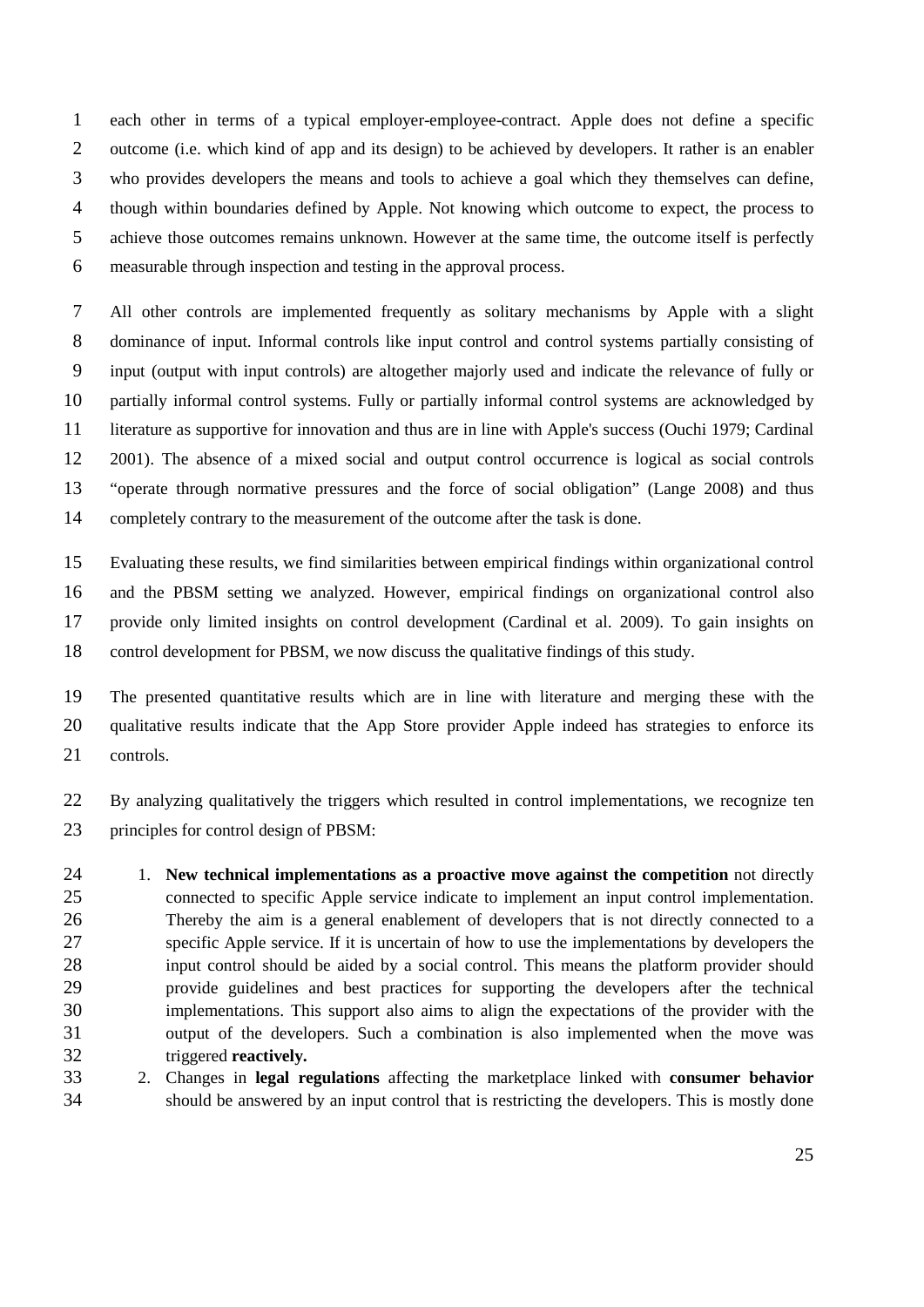each other in terms of a typical employer-employee-contract. Apple does not define a specific outcome (i.e. which kind of app and its design) to be achieved by developers. It rather is an enabler who provides developers the means and tools to achieve a goal which they themselves can define, though within boundaries defined by Apple. Not knowing which outcome to expect, the process to achieve those outcomes remains unknown. However at the same time, the outcome itself is perfectly measurable through inspection and testing in the approval process.

All other controls are implemented frequently as solitary mechanisms by Apple with a slight dominance of input. Informal controls like input control and control systems partially consisting of input (output with input controls) are altogether majorly used and indicate the relevance of fully or partially informal control systems. Fully or partially informal control systems are acknowledged by literature as supportive for innovation and thus are in line with Apple's success (Ouchi 1979; Cardinal 2001). The absence of a mixed social and output control occurrence is logical as social controls "operate through normative pressures and the force of social obligation" (Lange 2008) and thus completely contrary to the measurement of the outcome after the task is done.

Evaluating these results, we find similarities between empirical findings within organizational control and the PBSM setting we analyzed. However, empirical findings on organizational control also provide only limited insights on control development (Cardinal et al. 2009). To gain insights on control development for PBSM, we now discuss the qualitative findings of this study.

The presented quantitative results which are in line with literature and merging these with the qualitative results indicate that the App Store provider Apple indeed has strategies to enforce its controls.

By analyzing qualitatively the triggers which resulted in control implementations, we recognize ten principles for control design of PBSM:

1. **New technical implementations as a proactive move against the competition** not directly connected to specific Apple service indicate to implement an input control implementation. Thereby the aim is a general enablement of developers that is not directly connected to a specific Apple service. If it is uncertain of how to use the implementations by developers the input control should be aided by a social control. This means the platform provider should provide guidelines and best practices for supporting the developers after the technical implementations. This support also aims to align the expectations of the provider with the output of the developers. Such a combination is also implemented when the move was triggered **reactively.**
2. Changes in **legal regulations** affecting the marketplace linked with **consumer behavior** should be answered by an input control that is restricting the developers. This is mostly done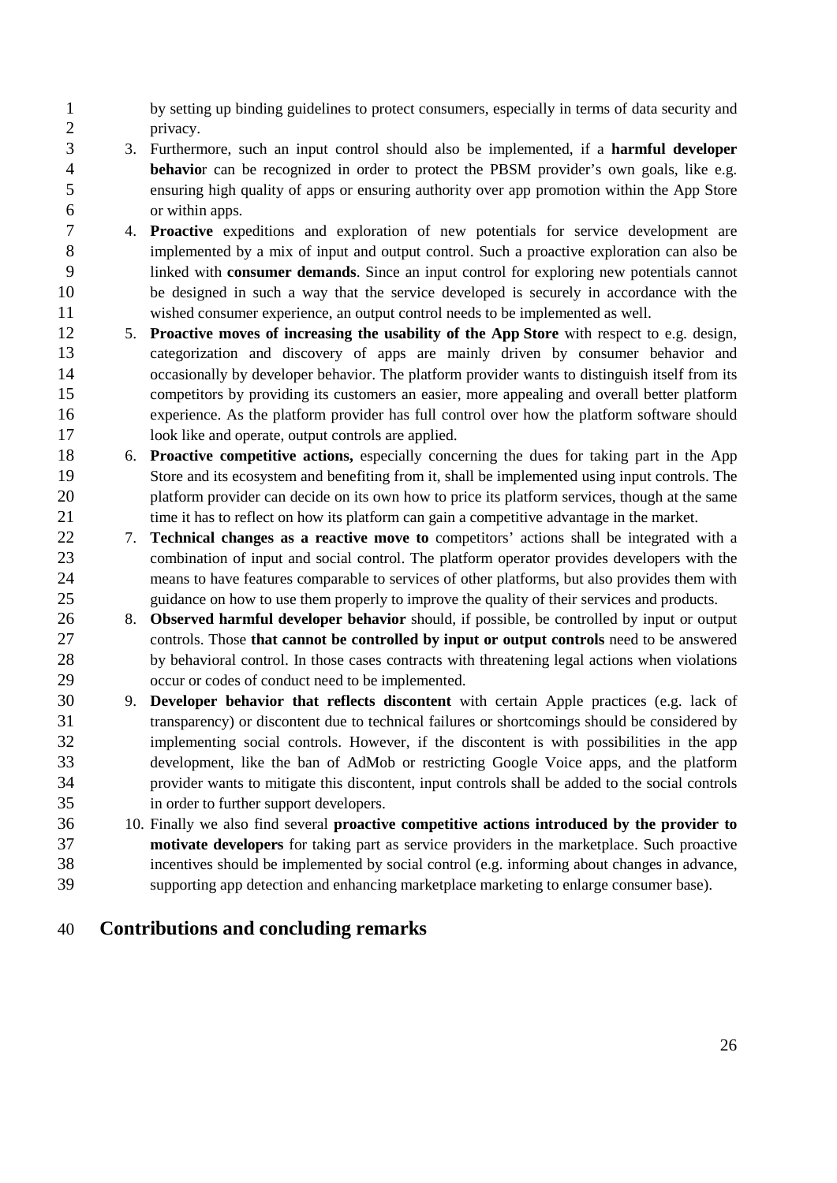by setting up binding guidelines to protect consumers, especially in terms of data security and privacy.

3. Furthermore, such an input control should also be implemented, if a **harmful developer behavio**r can be recognized in order to protect the PBSM provider's own goals, like e.g. ensuring high quality of apps or ensuring authority over app promotion within the App Store or within apps.
4. **Proactive** expeditions and exploration of new potentials for service development are implemented by a mix of input and output control. Such a proactive exploration can also be linked with **consumer demands**. Since an input control for exploring new potentials cannot be designed in such a way that the service developed is securely in accordance with the wished consumer experience, an output control needs to be implemented as well.
5. **Proactive moves of increasing the usability of the App Store** with respect to e.g. design, categorization and discovery of apps are mainly driven by consumer behavior and occasionally by developer behavior. The platform provider wants to distinguish itself from its competitors by providing its customers an easier, more appealing and overall better platform experience. As the platform provider has full control over how the platform software should look like and operate, output controls are applied.
6. **Proactive competitive actions,** especially concerning the dues for taking part in the App Store and its ecosystem and benefiting from it, shall be implemented using input controls. The platform provider can decide on its own how to price its platform services, though at the same time it has to reflect on how its platform can gain a competitive advantage in the market.
7. **Technical changes as a reactive move to** competitors' actions shall be integrated with a combination of input and social control. The platform operator provides developers with the means to have features comparable to services of other platforms, but also provides them with guidance on how to use them properly to improve the quality of their services and products.
8. **Observed harmful developer behavior** should, if possible, be controlled by input or output controls. Those **that cannot be controlled by input or output controls** need to be answered by behavioral control. In those cases contracts with threatening legal actions when violations occur or codes of conduct need to be implemented.
9. **Developer behavior that reflects discontent** with certain Apple practices (e.g. lack of transparency) or discontent due to technical failures or shortcomings should be considered by implementing social controls. However, if the discontent is with possibilities in the app development, like the ban of AdMob or restricting Google Voice apps, and the platform provider wants to mitigate this discontent, input controls shall be added to the social controls in order to further support developers.
10. Finally we also find several **proactive competitive actions introduced by the provider to motivate developers** for taking part as service providers in the marketplace. Such proactive incentives should be implemented by social control (e.g. informing about changes in advance, supporting app detection and enhancing marketplace marketing to enlarge consumer base).

# Contributions and concluding remarks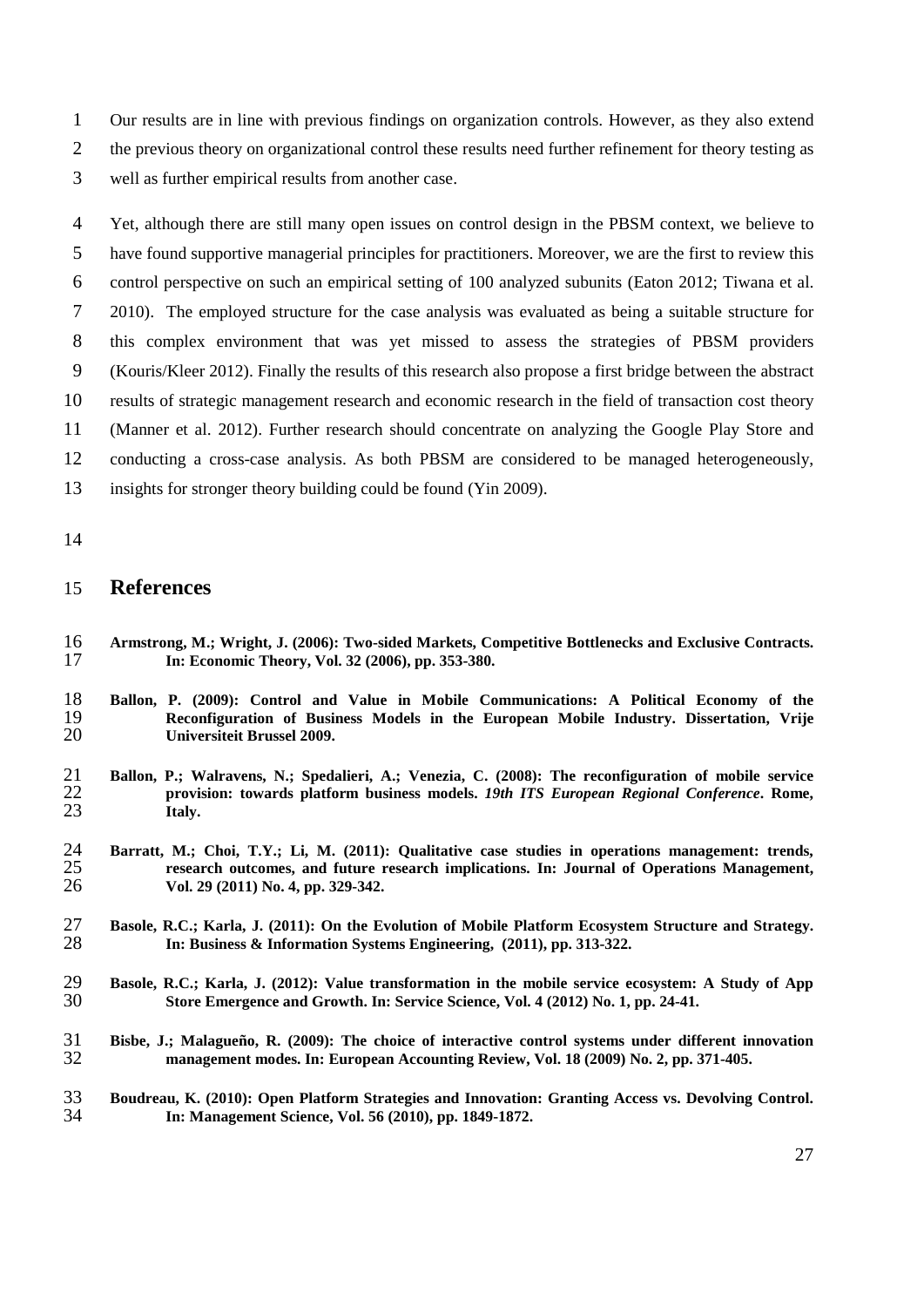Our results are in line with previous findings on organization controls. However, as they also extend the previous theory on organizational control these results need further refinement for theory testing as well as further empirical results from another case.

Yet, although there are still many open issues on control design in the PBSM context, we believe to have found supportive managerial principles for practitioners. Moreover, we are the first to review this control perspective on such an empirical setting of 100 analyzed subunits (Eaton 2012; Tiwana et al. 2010). The employed structure for the case analysis was evaluated as being a suitable structure for this complex environment that was yet missed to assess the strategies of PBSM providers (Kouris/Kleer 2012). Finally the results of this research also propose a first bridge between the abstract results of strategic management research and economic research in the field of transaction cost theory (Manner et al. 2012). Further research should concentrate on analyzing the Google Play Store and conducting a cross-case analysis. As both PBSM are considered to be managed heterogeneously, insights for stronger theory building could be found (Yin 2009).

# References

**Armstrong, M.; Wright, J. (2006): Two-sided Markets, Competitive Bottlenecks and Exclusive Contracts. In: Economic Theory, Vol. 32 (2006), pp. 353-380.**

**Ballon, P. (2009): Control and Value in Mobile Communications: A Political Economy of the Reconfiguration of Business Models in the European Mobile Industry. Dissertation, Vrije Universiteit Brussel 2009.**

**Ballon, P.; Walravens, N.; Spedalieri, A.; Venezia, C. (2008): The reconfiguration of mobile service provision: towards platform business models. *19th ITS European Regional Conference*. Rome, Italy.**

**Barratt, M.; Choi, T.Y.; Li, M. (2011): Qualitative case studies in operations management: trends, research outcomes, and future research implications. In: Journal of Operations Management, Vol. 29 (2011) No. 4, pp. 329-342.**

**Basole, R.C.; Karla, J. (2011): On the Evolution of Mobile Platform Ecosystem Structure and Strategy. In: Business & Information Systems Engineering, (2011), pp. 313-322.**

**Basole, R.C.; Karla, J. (2012): Value transformation in the mobile service ecosystem: A Study of App Store Emergence and Growth. In: Service Science, Vol. 4 (2012) No. 1, pp. 24-41.**

**Bisbe, J.; Malagueño, R. (2009): The choice of interactive control systems under different innovation management modes. In: European Accounting Review, Vol. 18 (2009) No. 2, pp. 371-405.**

**Boudreau, K. (2010): Open Platform Strategies and Innovation: Granting Access vs. Devolving Control. In: Management Science, Vol. 56 (2010), pp. 1849-1872.**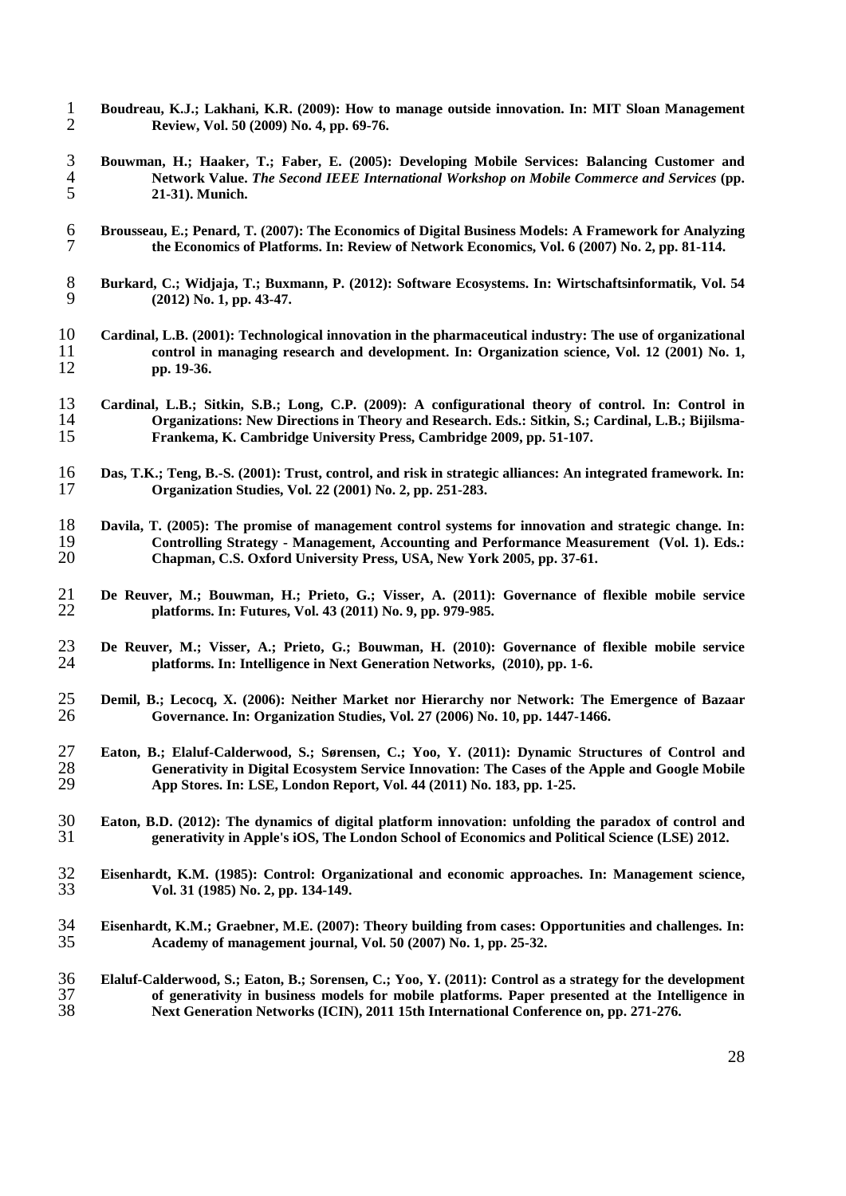**Boudreau, K.J.; Lakhani, K.R. (2009): How to manage outside innovation. In: MIT Sloan Management Review, Vol. 50 (2009) No. 4, pp. 69-76.**

**Bouwman, H.; Haaker, T.; Faber, E. (2005): Developing Mobile Services: Balancing Customer and Network Value.** ***The Second IEEE International Workshop on Mobile Commerce and Services*** **(pp. 21-31). Munich.**

**Brousseau, E.; Penard, T. (2007): The Economics of Digital Business Models: A Framework for Analyzing the Economics of Platforms. In: Review of Network Economics, Vol. 6 (2007) No. 2, pp. 81-114.**

**Burkard, C.; Widjaja, T.; Buxmann, P. (2012): Software Ecosystems. In: Wirtschaftsinformatik, Vol. 54 (2012) No. 1, pp. 43-47.**

**Cardinal, L.B. (2001): Technological innovation in the pharmaceutical industry: The use of organizational control in managing research and development. In: Organization science, Vol. 12 (2001) No. 1, pp. 19-36.**

**Cardinal, L.B.; Sitkin, S.B.; Long, C.P. (2009): A configurational theory of control. In: Control in Organizations: New Directions in Theory and Research. Eds.: Sitkin, S.; Cardinal, L.B.; Bijilsma-Frankema, K. Cambridge University Press, Cambridge 2009, pp. 51-107.**

**Das, T.K.; Teng, B.-S. (2001): Trust, control, and risk in strategic alliances: An integrated framework. In: Organization Studies, Vol. 22 (2001) No. 2, pp. 251-283.**

**Davila, T. (2005): The promise of management control systems for innovation and strategic change. In: Controlling Strategy - Management, Accounting and Performance Measurement (Vol. 1). Eds.: Chapman, C.S. Oxford University Press, USA, New York 2005, pp. 37-61.**

**De Reuver, M.; Bouwman, H.; Prieto, G.; Visser, A. (2011): Governance of flexible mobile service platforms. In: Futures, Vol. 43 (2011) No. 9, pp. 979-985.**

**De Reuver, M.; Visser, A.; Prieto, G.; Bouwman, H. (2010): Governance of flexible mobile service platforms. In: Intelligence in Next Generation Networks, (2010), pp. 1-6.**

**Demil, B.; Lecocq, X. (2006): Neither Market nor Hierarchy nor Network: The Emergence of Bazaar Governance. In: Organization Studies, Vol. 27 (2006) No. 10, pp. 1447-1466.**

**Eaton, B.; Elaluf-Calderwood, S.; Sørensen, C.; Yoo, Y. (2011): Dynamic Structures of Control and Generativity in Digital Ecosystem Service Innovation: The Cases of the Apple and Google Mobile App Stores. In: LSE, London Report, Vol. 44 (2011) No. 183, pp. 1-25.**

**Eaton, B.D. (2012): The dynamics of digital platform innovation: unfolding the paradox of control and generativity in Apple's iOS, The London School of Economics and Political Science (LSE) 2012.**

**Eisenhardt, K.M. (1985): Control: Organizational and economic approaches. In: Management science, Vol. 31 (1985) No. 2, pp. 134-149.**

**Eisenhardt, K.M.; Graebner, M.E. (2007): Theory building from cases: Opportunities and challenges. In: Academy of management journal, Vol. 50 (2007) No. 1, pp. 25-32.**

**Elaluf-Calderwood, S.; Eaton, B.; Sorensen, C.; Yoo, Y. (2011): Control as a strategy for the development of generativity in business models for mobile platforms. Paper presented at the Intelligence in Next Generation Networks (ICIN), 2011 15th International Conference on, pp. 271-276.**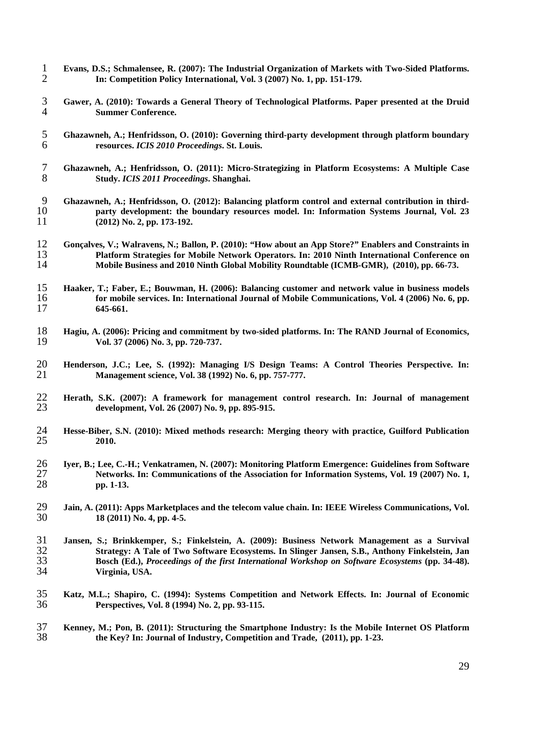**Evans, D.S.; Schmalensee, R. (2007): The Industrial Organization of Markets with Two-Sided Platforms. In: Competition Policy International, Vol. 3 (2007) No. 1, pp. 151-179.**

**Gawer, A. (2010): Towards a General Theory of Technological Platforms. Paper presented at the Druid Summer Conference.**

**Ghazawneh, A.; Henfridsson, O. (2010): Governing third-party development through platform boundary resources. *ICIS 2010 Proceedings*. St. Louis.**

**Ghazawneh, A.; Henfridsson, O. (2011): Micro-Strategizing in Platform Ecosystems: A Multiple Case Study. *ICIS 2011 Proceedings*. Shanghai.**

**Ghazawneh, A.; Henfridsson, O. (2012): Balancing platform control and external contribution in third-party development: the boundary resources model. In: Information Systems Journal, Vol. 23 (2012) No. 2, pp. 173-192.**

**Gonçalves, V.; Walravens, N.; Ballon, P. (2010): "How about an App Store?" Enablers and Constraints in Platform Strategies for Mobile Network Operators. In: 2010 Ninth International Conference on Mobile Business and 2010 Ninth Global Mobility Roundtable (ICMB-GMR), (2010), pp. 66-73.**

**Haaker, T.; Faber, E.; Bouwman, H. (2006): Balancing customer and network value in business models for mobile services. In: International Journal of Mobile Communications, Vol. 4 (2006) No. 6, pp. 645-661.**

**Hagiu, A. (2006): Pricing and commitment by two-sided platforms. In: The RAND Journal of Economics, Vol. 37 (2006) No. 3, pp. 720-737.**

**Henderson, J.C.; Lee, S. (1992): Managing I/S Design Teams: A Control Theories Perspective. In: Management science, Vol. 38 (1992) No. 6, pp. 757-777.**

**Herath, S.K. (2007): A framework for management control research. In: Journal of management development, Vol. 26 (2007) No. 9, pp. 895-915.**

**Hesse-Biber, S.N. (2010): Mixed methods research: Merging theory with practice, Guilford Publication 2010.**

**Iyer, B.; Lee, C.-H.; Venkatramen, N. (2007): Monitoring Platform Emergence: Guidelines from Software Networks. In: Communications of the Association for Information Systems, Vol. 19 (2007) No. 1, pp. 1-13.**

**Jain, A. (2011): Apps Marketplaces and the telecom value chain. In: IEEE Wireless Communications, Vol. 18 (2011) No. 4, pp. 4-5.**

**Jansen, S.; Brinkkemper, S.; Finkelstein, A. (2009): Business Network Management as a Survival Strategy: A Tale of Two Software Ecosystems. In Slinger Jansen, S.B., Anthony Finkelstein, Jan Bosch (Ed.), *Proceedings of the first International Workshop on Software Ecosystems* (pp. 34-48). Virginia, USA.**

**Katz, M.L.; Shapiro, C. (1994): Systems Competition and Network Effects. In: Journal of Economic Perspectives, Vol. 8 (1994) No. 2, pp. 93-115.**

**Kenney, M.; Pon, B. (2011): Structuring the Smartphone Industry: Is the Mobile Internet OS Platform the Key? In: Journal of Industry, Competition and Trade, (2011), pp. 1-23.**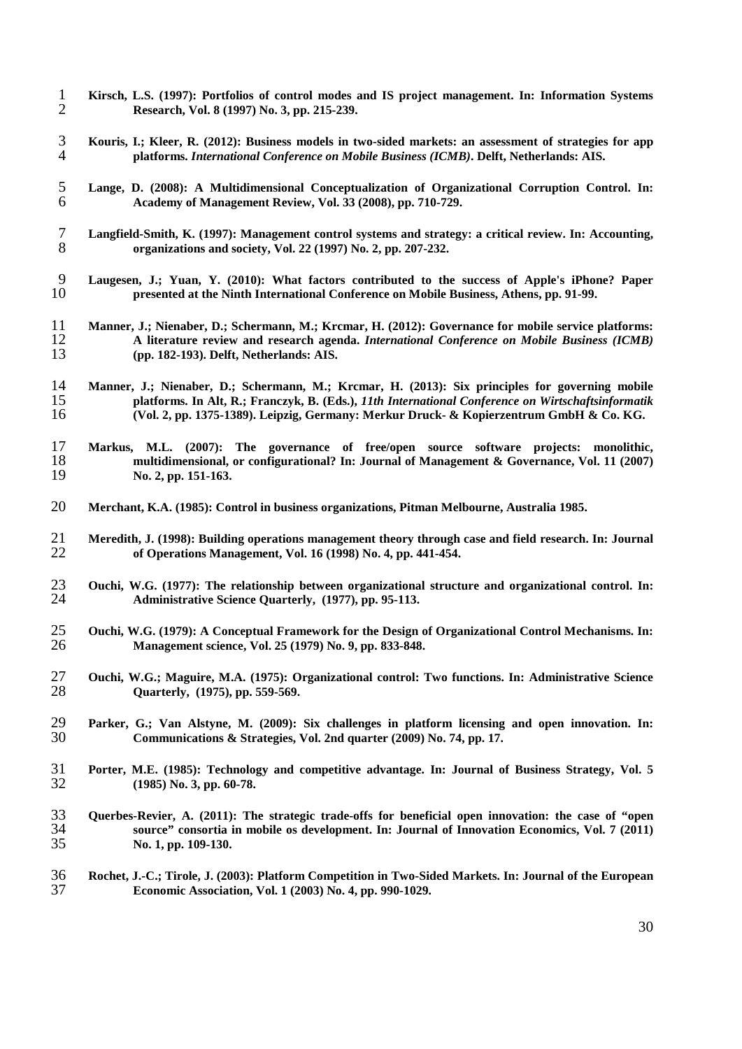**Kirsch, L.S. (1997): Portfolios of control modes and IS project management. In: Information Systems Research, Vol. 8 (1997) No. 3, pp. 215-239.**

**Kouris, I.; Kleer, R. (2012): Business models in two-sided markets: an assessment of strategies for app platforms. *International Conference on Mobile Business (ICMB)*. Delft, Netherlands: AIS.**

**Lange, D. (2008): A Multidimensional Conceptualization of Organizational Corruption Control. In: Academy of Management Review, Vol. 33 (2008), pp. 710-729.**

**Langfield-Smith, K. (1997): Management control systems and strategy: a critical review. In: Accounting, organizations and society, Vol. 22 (1997) No. 2, pp. 207-232.**

**Laugesen, J.; Yuan, Y. (2010): What factors contributed to the success of Apple's iPhone? Paper presented at the Ninth International Conference on Mobile Business, Athens, pp. 91-99.**

**Manner, J.; Nienaber, D.; Schermann, M.; Krcmar, H. (2012): Governance for mobile service platforms: A literature review and research agenda. *International Conference on Mobile Business (ICMB)* (pp. 182-193). Delft, Netherlands: AIS.**

**Manner, J.; Nienaber, D.; Schermann, M.; Krcmar, H. (2013): Six principles for governing mobile platforms. In Alt, R.; Franczyk, B. (Eds.), *11th International Conference on Wirtschaftsinformatik* (Vol. 2, pp. 1375-1389). Leipzig, Germany: Merkur Druck- & Kopierzentrum GmbH & Co. KG.**

**Markus, M.L. (2007): The governance of free/open source software projects: monolithic, multidimensional, or configurational? In: Journal of Management & Governance, Vol. 11 (2007) No. 2, pp. 151-163.**

**Merchant, K.A. (1985): Control in business organizations, Pitman Melbourne, Australia 1985.**

**Meredith, J. (1998): Building operations management theory through case and field research. In: Journal of Operations Management, Vol. 16 (1998) No. 4, pp. 441-454.**

**Ouchi, W.G. (1977): The relationship between organizational structure and organizational control. In: Administrative Science Quarterly, (1977), pp. 95-113.**

**Ouchi, W.G. (1979): A Conceptual Framework for the Design of Organizational Control Mechanisms. In: Management science, Vol. 25 (1979) No. 9, pp. 833-848.**

**Ouchi, W.G.; Maguire, M.A. (1975): Organizational control: Two functions. In: Administrative Science Quarterly, (1975), pp. 559-569.**

**Parker, G.; Van Alstyne, M. (2009): Six challenges in platform licensing and open innovation. In: Communications & Strategies, Vol. 2nd quarter (2009) No. 74, pp. 17.**

**Porter, M.E. (1985): Technology and competitive advantage. In: Journal of Business Strategy, Vol. 5 (1985) No. 3, pp. 60-78.**

**Querbes-Revier, A. (2011): The strategic trade-offs for beneficial open innovation: the case of "open source" consortia in mobile os development. In: Journal of Innovation Economics, Vol. 7 (2011) No. 1, pp. 109-130.**

**Rochet, J.-C.; Tirole, J. (2003): Platform Competition in Two-Sided Markets. In: Journal of the European Economic Association, Vol. 1 (2003) No. 4, pp. 990-1029.**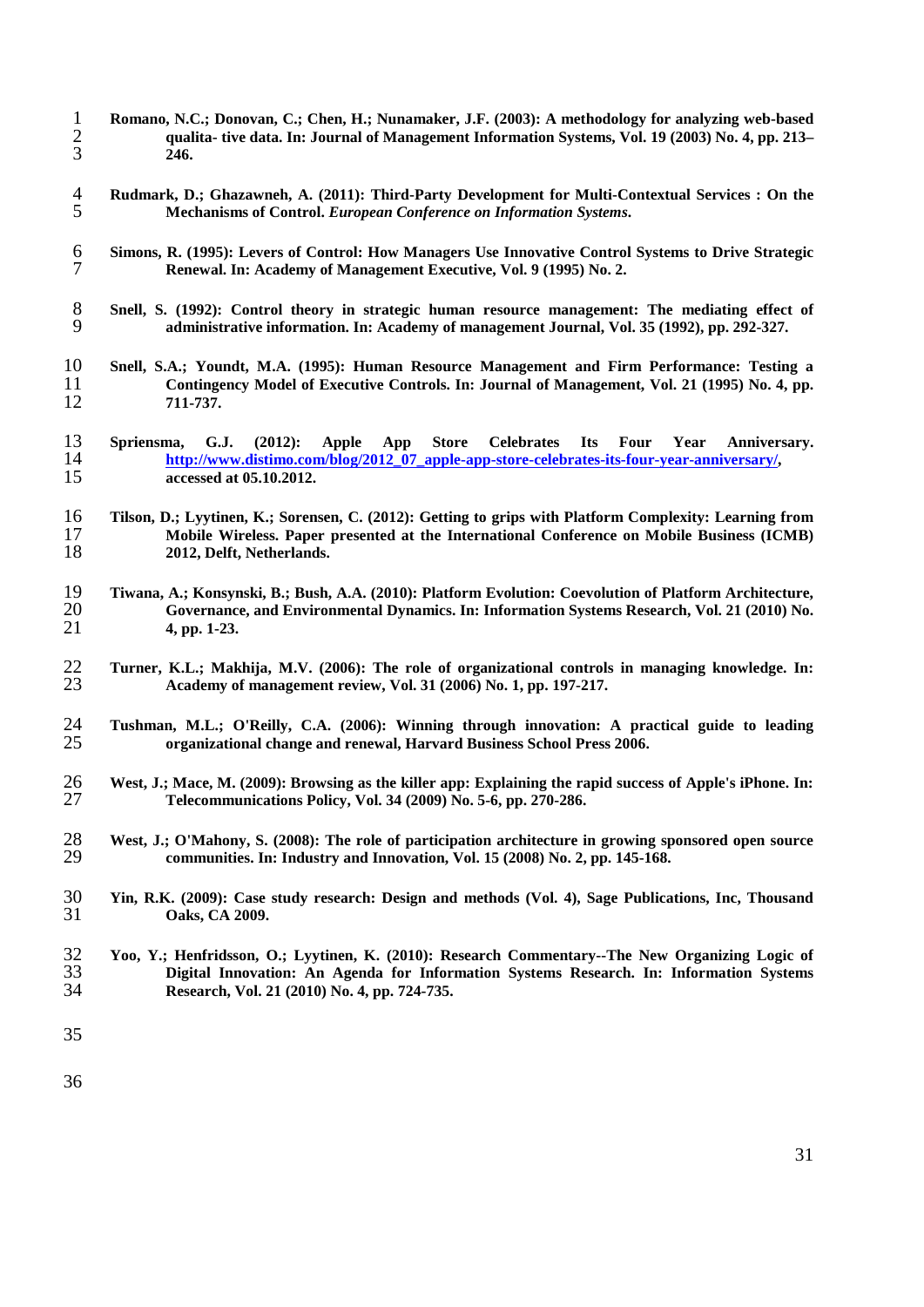**Romano, N.C.; Donovan, C.; Chen, H.; Nunamaker, J.F. (2003): A methodology for analyzing web-based qualita- tive data. In: Journal of Management Information Systems, Vol. 19 (2003) No. 4, pp. 213–246.**

**Rudmark, D.; Ghazawneh, A. (2011): Third-Party Development for Multi-Contextual Services : On the Mechanisms of Control. *European Conference on Information Systems*.**

**Simons, R. (1995): Levers of Control: How Managers Use Innovative Control Systems to Drive Strategic Renewal. In: Academy of Management Executive, Vol. 9 (1995) No. 2.**

**Snell, S. (1992): Control theory in strategic human resource management: The mediating effect of administrative information. In: Academy of management Journal, Vol. 35 (1992), pp. 292-327.**

**Snell, S.A.; Youndt, M.A. (1995): Human Resource Management and Firm Performance: Testing a Contingency Model of Executive Controls. In: Journal of Management, Vol. 21 (1995) No. 4, pp. 711-737.**

**Spriensma, G.J. (2012): Apple App Store Celebrates Its Four Year Anniversary. http://www.distimo.com/blog/2012_07_apple-app-store-celebrates-its-four-year-anniversary/, accessed at 05.10.2012.**

**Tilson, D.; Lyytinen, K.; Sorensen, C. (2012): Getting to grips with Platform Complexity: Learning from Mobile Wireless. Paper presented at the International Conference on Mobile Business (ICMB) 2012, Delft, Netherlands.**

**Tiwana, A.; Konsynski, B.; Bush, A.A. (2010): Platform Evolution: Coevolution of Platform Architecture, Governance, and Environmental Dynamics. In: Information Systems Research, Vol. 21 (2010) No. 4, pp. 1-23.**

**Turner, K.L.; Makhija, M.V. (2006): The role of organizational controls in managing knowledge. In: Academy of management review, Vol. 31 (2006) No. 1, pp. 197-217.**

**Tushman, M.L.; O'Reilly, C.A. (2006): Winning through innovation: A practical guide to leading organizational change and renewal, Harvard Business School Press 2006.**

**West, J.; Mace, M. (2009): Browsing as the killer app: Explaining the rapid success of Apple's iPhone. In: Telecommunications Policy, Vol. 34 (2009) No. 5-6, pp. 270-286.**

**West, J.; O'Mahony, S. (2008): The role of participation architecture in growing sponsored open source communities. In: Industry and Innovation, Vol. 15 (2008) No. 2, pp. 145-168.**

**Yin, R.K. (2009): Case study research: Design and methods (Vol. 4), Sage Publications, Inc, Thousand Oaks, CA 2009.**

**Yoo, Y.; Henfridsson, O.; Lyytinen, K. (2010): Research Commentary--The New Organizing Logic of Digital Innovation: An Agenda for Information Systems Research. In: Information Systems Research, Vol. 21 (2010) No. 4, pp. 724-735.**